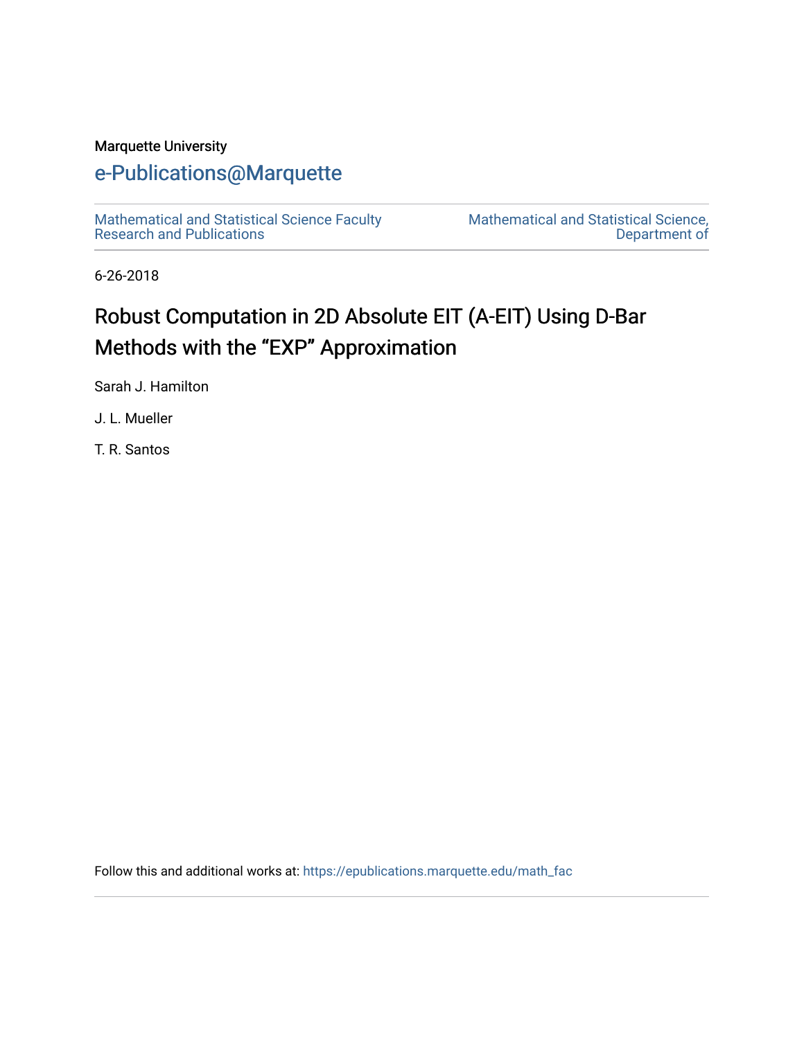Marquette University

# e-Publications@Marquette

Mathematical and Statistical Science Faculty Research and Publications

Mathematical and Statistical Science, Department of

6-26-2018

# Robust Computation in 2D Absolute EIT (A-EIT) Using D-Bar Methods with the "EXP" Approximation

Sarah J. Hamilton

J. L. Mueller

T. R. Santos

Follow this and additional works at: https://epublications.marquette.edu/math_fac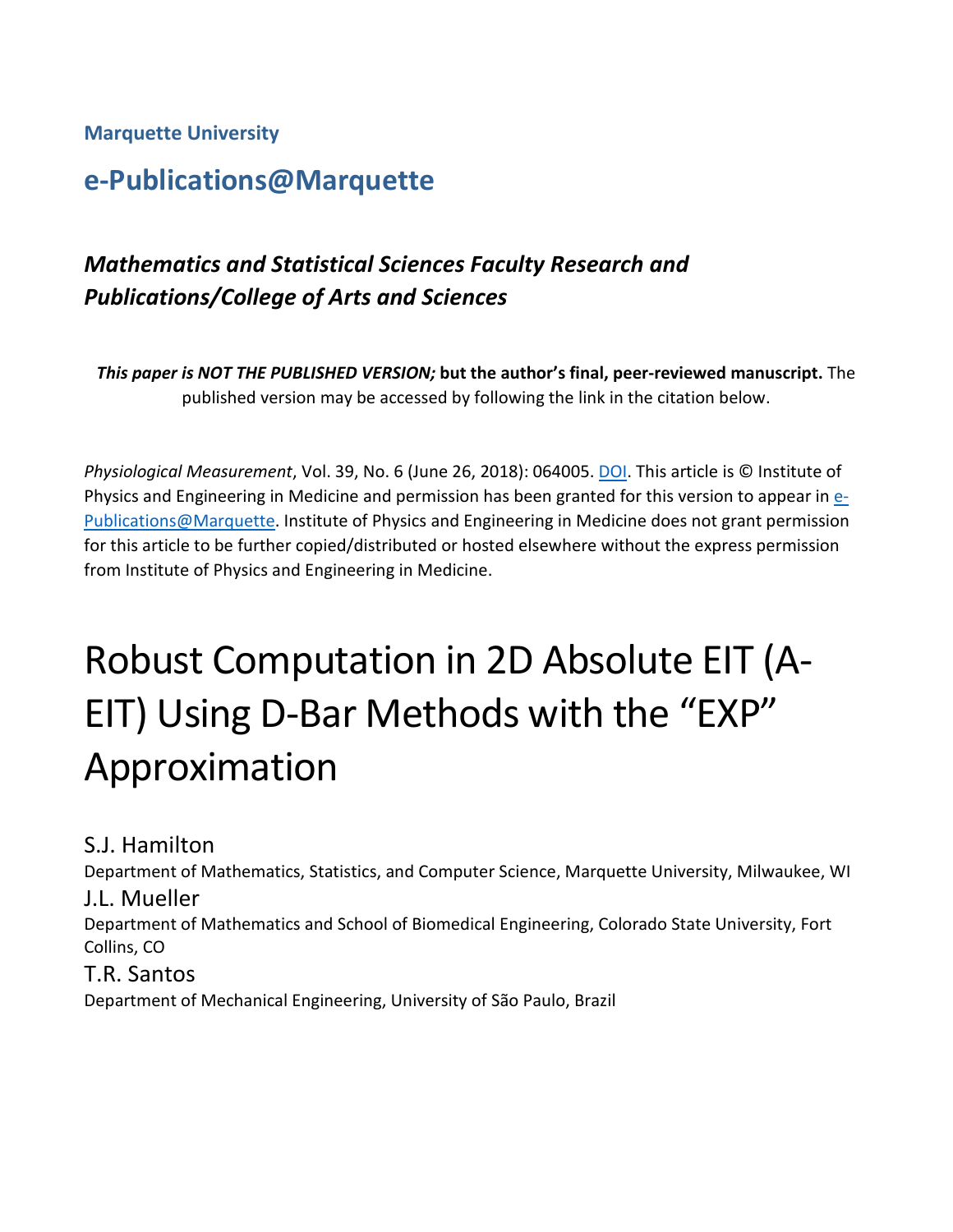Marquette University

# e-Publications@Marquette

### *Mathematics and Statistical Sciences Faculty Research and Publications/College of Arts and Sciences*

***This paper is NOT THE PUBLISHED VERSION;*** **but the author's final, peer-reviewed manuscript.** The published version may be accessed by following the link in the citation below.

*Physiological Measurement*, Vol. 39, No. 6 (June 26, 2018): 064005. DOI. This article is © Institute of Physics and Engineering in Medicine and permission has been granted for this version to appear in e-Publications@Marquette. Institute of Physics and Engineering in Medicine does not grant permission for this article to be further copied/distributed or hosted elsewhere without the express permission from Institute of Physics and Engineering in Medicine.

# Robust Computation in 2D Absolute EIT (A-EIT) Using D-Bar Methods with the "EXP" Approximation

S.J. Hamilton
Department of Mathematics, Statistics, and Computer Science, Marquette University, Milwaukee, WI

J.L. Mueller
Department of Mathematics and School of Biomedical Engineering, Colorado State University, Fort Collins, CO

T.R. Santos
Department of Mechanical Engineering, University of São Paulo, Brazil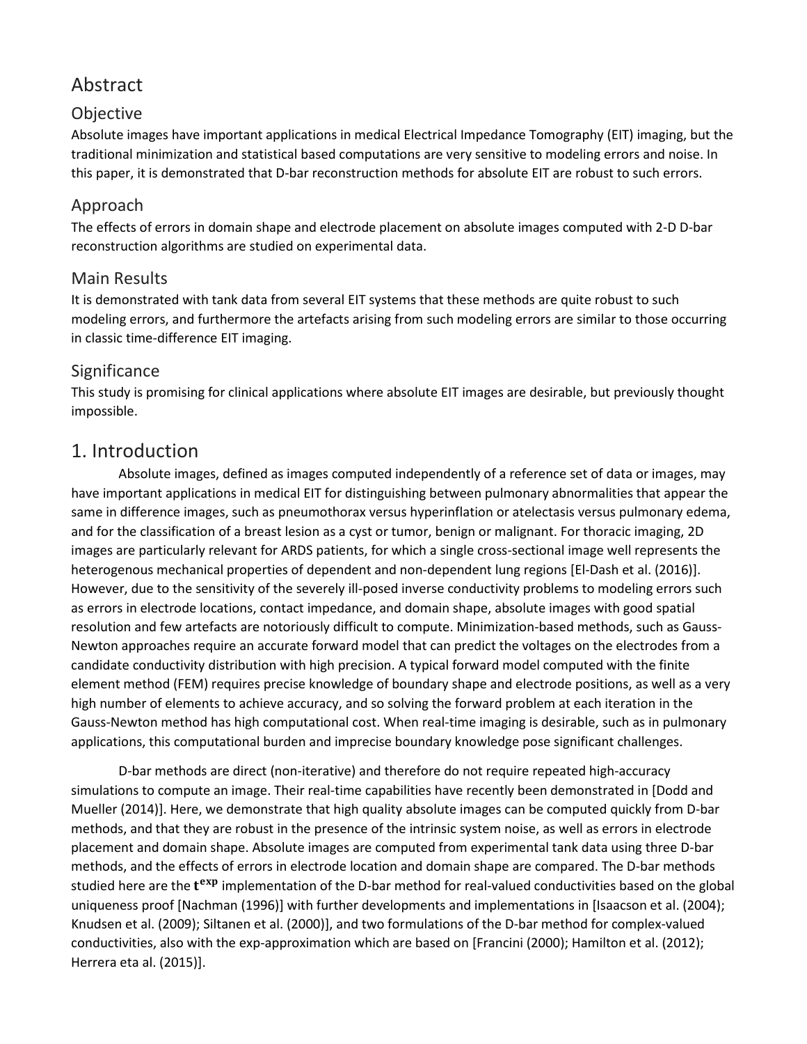# Abstract

## Objective

Absolute images have important applications in medical Electrical Impedance Tomography (EIT) imaging, but the traditional minimization and statistical based computations are very sensitive to modeling errors and noise. In this paper, it is demonstrated that D-bar reconstruction methods for absolute EIT are robust to such errors.

## Approach

The effects of errors in domain shape and electrode placement on absolute images computed with 2-D D-bar reconstruction algorithms are studied on experimental data.

## Main Results

It is demonstrated with tank data from several EIT systems that these methods are quite robust to such modeling errors, and furthermore the artefacts arising from such modeling errors are similar to those occurring in classic time-difference EIT imaging.

## Significance

This study is promising for clinical applications where absolute EIT images are desirable, but previously thought impossible.

# 1. Introduction

Absolute images, defined as images computed independently of a reference set of data or images, may have important applications in medical EIT for distinguishing between pulmonary abnormalities that appear the same in difference images, such as pneumothorax versus hyperinflation or atelectasis versus pulmonary edema, and for the classification of a breast lesion as a cyst or tumor, benign or malignant. For thoracic imaging, 2D images are particularly relevant for ARDS patients, for which a single cross-sectional image well represents the heterogenous mechanical properties of dependent and non-dependent lung regions [El-Dash et al. (2016)]. However, due to the sensitivity of the severely ill-posed inverse conductivity problems to modeling errors such as errors in electrode locations, contact impedance, and domain shape, absolute images with good spatial resolution and few artefacts are notoriously difficult to compute. Minimization-based methods, such as Gauss-Newton approaches require an accurate forward model that can predict the voltages on the electrodes from a candidate conductivity distribution with high precision. A typical forward model computed with the finite element method (FEM) requires precise knowledge of boundary shape and electrode positions, as well as a very high number of elements to achieve accuracy, and so solving the forward problem at each iteration in the Gauss-Newton method has high computational cost. When real-time imaging is desirable, such as in pulmonary applications, this computational burden and imprecise boundary knowledge pose significant challenges.

D-bar methods are direct (non-iterative) and therefore do not require repeated high-accuracy simulations to compute an image. Their real-time capabilities have recently been demonstrated in [Dodd and Mueller (2014)]. Here, we demonstrate that high quality absolute images can be computed quickly from D-bar methods, and that they are robust in the presence of the intrinsic system noise, as well as errors in electrode placement and domain shape. Absolute images are computed from experimental tank data using three D-bar methods, and the effects of errors in electrode location and domain shape are compared. The D-bar methods studied here are the $\mathbf{t}^{\mathbf{exp}}$ implementation of the D-bar method for real-valued conductivities based on the global uniqueness proof [Nachman (1996)] with further developments and implementations in [Isaacson et al. (2004); Knudsen et al. (2009); Siltanen et al. (2000)], and two formulations of the D-bar method for complex-valued conductivities, also with the exp-approximation which are based on [Francini (2000); Hamilton et al. (2012); Herrera eta al. (2015)].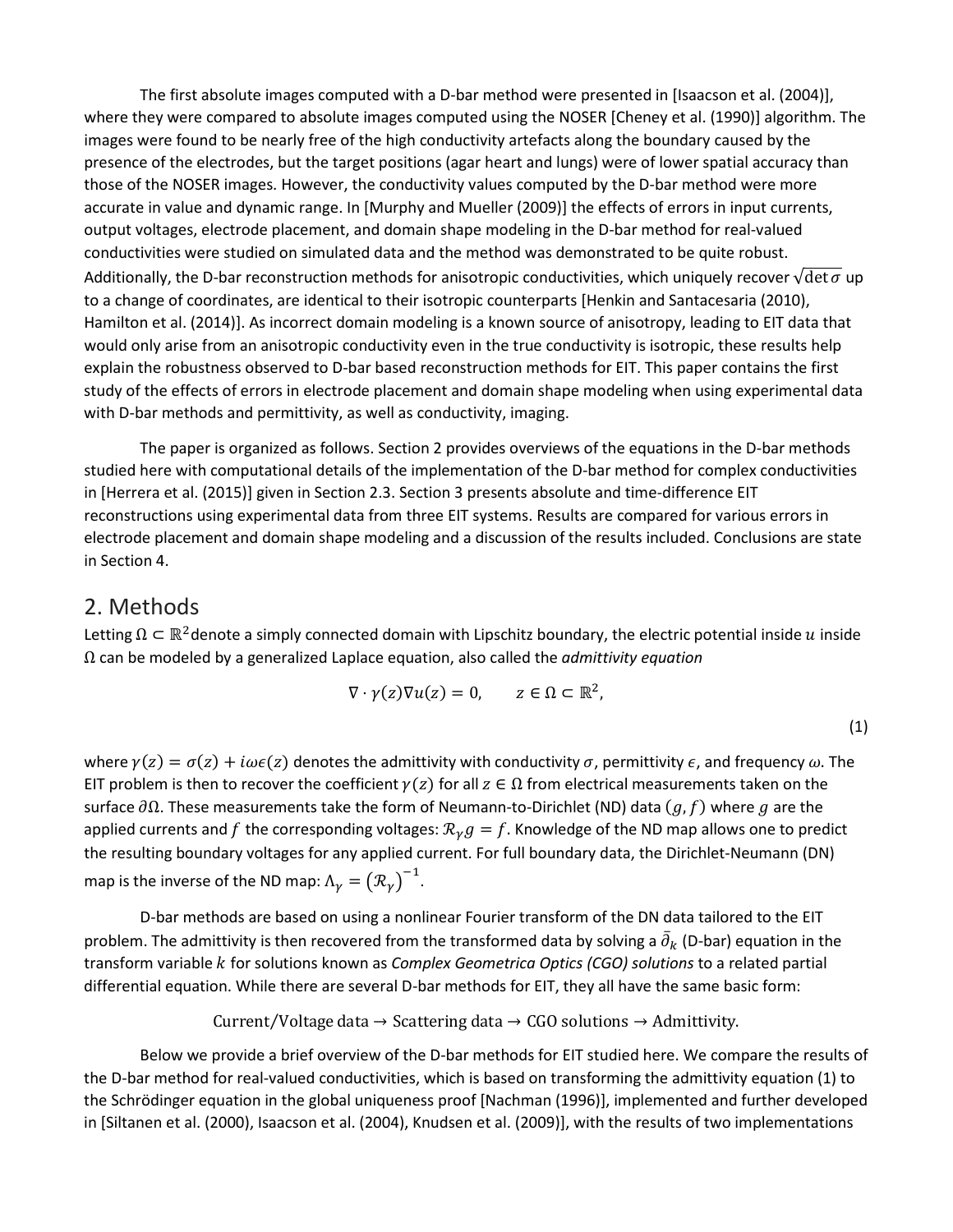The first absolute images computed with a D-bar method were presented in [Isaacson et al. (2004)], where they were compared to absolute images computed using the NOSER [Cheney et al. (1990)] algorithm. The images were found to be nearly free of the high conductivity artefacts along the boundary caused by the presence of the electrodes, but the target positions (agar heart and lungs) were of lower spatial accuracy than those of the NOSER images. However, the conductivity values computed by the D-bar method were more accurate in value and dynamic range. In [Murphy and Mueller (2009)] the effects of errors in input currents, output voltages, electrode placement, and domain shape modeling in the D-bar method for real-valued conductivities were studied on simulated data and the method was demonstrated to be quite robust. Additionally, the D-bar reconstruction methods for anisotropic conductivities, which uniquely recover $\sqrt{\det \sigma}$ up to a change of coordinates, are identical to their isotropic counterparts [Henkin and Santacesaria (2010), Hamilton et al. (2014)]. As incorrect domain modeling is a known source of anisotropy, leading to EIT data that would only arise from an anisotropic conductivity even in the true conductivity is isotropic, these results help explain the robustness observed to D-bar based reconstruction methods for EIT. This paper contains the first study of the effects of errors in electrode placement and domain shape modeling when using experimental data with D-bar methods and permittivity, as well as conductivity, imaging.

The paper is organized as follows. Section 2 provides overviews of the equations in the D-bar methods studied here with computational details of the implementation of the D-bar method for complex conductivities in [Herrera et al. (2015)] given in Section 2.3. Section 3 presents absolute and time-difference EIT reconstructions using experimental data from three EIT systems. Results are compared for various errors in electrode placement and domain shape modeling and a discussion of the results included. Conclusions are state in Section 4.

## 2. Methods

Letting $\Omega \subset \mathbb{R}^2$denote a simply connected domain with Lipschitz boundary, the electric potential inside $u$ inside $\Omega$ can be modeled by a generalized Laplace equation, also called the *admittivity equation*

$$\nabla \cdot \gamma(z)\nabla u(z) = 0, \qquad z \in \Omega \subset \mathbb{R}^2, \tag{1}$$

where $\gamma(z) = \sigma(z) + i\omega\epsilon(z)$ denotes the admittivity with conductivity $\sigma$, permittivity $\epsilon$, and frequency $\omega$. The EIT problem is then to recover the coefficient $\gamma(z)$ for all $z \in \Omega$ from electrical measurements taken on the surface $\partial\Omega$. These measurements take the form of Neumann-to-Dirichlet (ND) data $(g, f)$ where $g$ are the applied currents and $f$ the corresponding voltages: $\mathcal{R}_\gamma g = f$. Knowledge of the ND map allows one to predict the resulting boundary voltages for any applied current. For full boundary data, the Dirichlet-Neumann (DN) map is the inverse of the ND map: $\Lambda_\gamma = (\mathcal{R}_\gamma)^{-1}$.

D-bar methods are based on using a nonlinear Fourier transform of the DN data tailored to the EIT problem. The admittivity is then recovered from the transformed data by solving a $\bar{\partial}_k$ (D-bar) equation in the transform variable $k$ for solutions known as *Complex Geometrica Optics (CGO) solutions* to a related partial differential equation. While there are several D-bar methods for EIT, they all have the same basic form:

$$\text{Current/Voltage data} \rightarrow \text{Scattering data} \rightarrow \text{CGO solutions} \rightarrow \text{Admittivity.}$$

Below we provide a brief overview of the D-bar methods for EIT studied here. We compare the results of the D-bar method for real-valued conductivities, which is based on transforming the admittivity equation (1) to the Schrödinger equation in the global uniqueness proof [Nachman (1996)], implemented and further developed in [Siltanen et al. (2000), Isaacson et al. (2004), Knudsen et al. (2009)], with the results of two implementations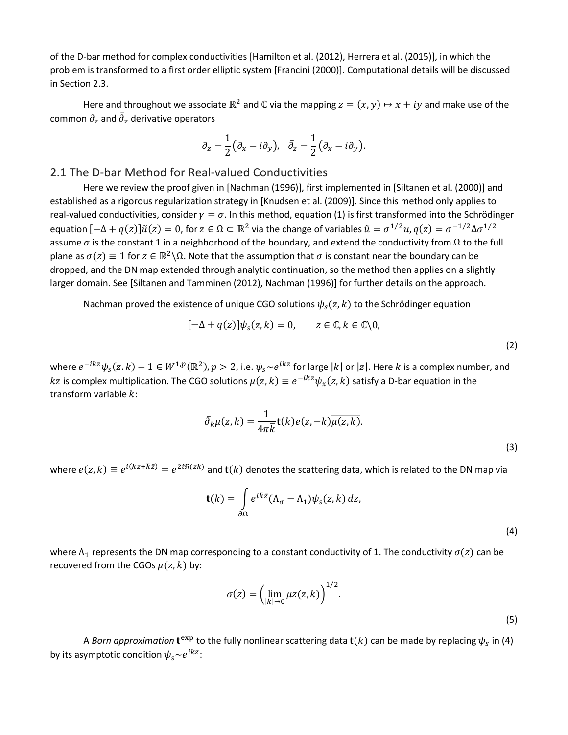of the D-bar method for complex conductivities [Hamilton et al. (2012), Herrera et al. (2015)], in which the problem is transformed to a first order elliptic system [Francini (2000)]. Computational details will be discussed in Section 2.3.

Here and throughout we associate $\mathbb{R}^2$ and $\mathbb{C}$ via the mapping $z = (x, y) \mapsto x + iy$ and make use of the common $\partial_z$ and $\bar{\partial}_z$ derivative operators

$$\partial_z = \frac{1}{2}\left(\partial_x - i\partial_y\right), \quad \bar{\partial}_z = \frac{1}{2}\left(\partial_x - i\partial_y\right).$$

## 2.1 The D-bar Method for Real-valued Conductivities

Here we review the proof given in [Nachman (1996)], first implemented in [Siltanen et al. (2000)] and established as a rigorous regularization strategy in [Knudsen et al. (2009)]. Since this method only applies to real-valued conductivities, consider $\gamma = \sigma$. In this method, equation (1) is first transformed into the Schrödinger equation $[-\Delta + q(z)]\tilde{u}(z) = 0$, for $z \in \Omega \subset \mathbb{R}^2$ via the change of variables $\tilde{u} = \sigma^{1/2}u, q(z) = \sigma^{-1/2}\Delta\sigma^{1/2}$ assume $\sigma$ is the constant 1 in a neighborhood of the boundary, and extend the conductivity from $\Omega$ to the full plane as $\sigma(z) \equiv 1$ for $z \in \mathbb{R}^2 \backslash \Omega$. Note that the assumption that $\sigma$ is constant near the boundary can be dropped, and the DN map extended through analytic continuation, so the method then applies on a slightly larger domain. See [Siltanen and Tamminen (2012), Nachman (1996)] for further details on the approach.

Nachman proved the existence of unique CGO solutions $\psi_s(z, k)$ to the Schrödinger equation

$$[-\Delta + q(z)]\psi_s(z, k) = 0, \qquad z \in \mathbb{C}, k \in \mathbb{C}\backslash 0, \tag{2}$$

where $e^{-ikz}\psi_s(z.k) - 1 \in W^{1,p}(\mathbb{R}^2), p > 2$, i.e. $\psi_s \sim e^{ikz}$ for large $|k|$ or $|z|$. Here $k$ is a complex number, and $kz$ is complex multiplication. The CGO solutions $\mu(z, k) \equiv e^{-ikz}\psi_x(z, k)$ satisfy a D-bar equation in the transform variable $k$:

$$\bar{\partial}_k \mu(z, k) = \frac{1}{4\pi\bar{k}}\mathbf{t}(k)e(z, -k)\overline{\mu(z, k)}. \tag{3}$$

where $e(z, k) \equiv e^{i(kz + \bar{k}\bar{z})} = e^{2i\Re(zk)}$ and $\mathbf{t}(k)$ denotes the scattering data, which is related to the DN map via

$$\mathbf{t}(k) = \int_{\partial\Omega} e^{i\bar{k}\bar{z}}(\Lambda_\sigma - \Lambda_1)\psi_s(z, k)\, dz, \tag{4}$$

where $\Lambda_1$ represents the DN map corresponding to a constant conductivity of 1. The conductivity $\sigma(z)$ can be recovered from the CGOs $\mu(z, k)$ by:

$$\sigma(z) = \left(\lim_{|k| \to 0} \mu z(z, k)\right)^{1/2}. \tag{5}$$

A *Born approximation* $\mathbf{t}^{\exp}$ to the fully nonlinear scattering data $\mathbf{t}(k)$ can be made by replacing $\psi_s$ in (4) by its asymptotic condition $\psi_s \sim e^{ikz}$: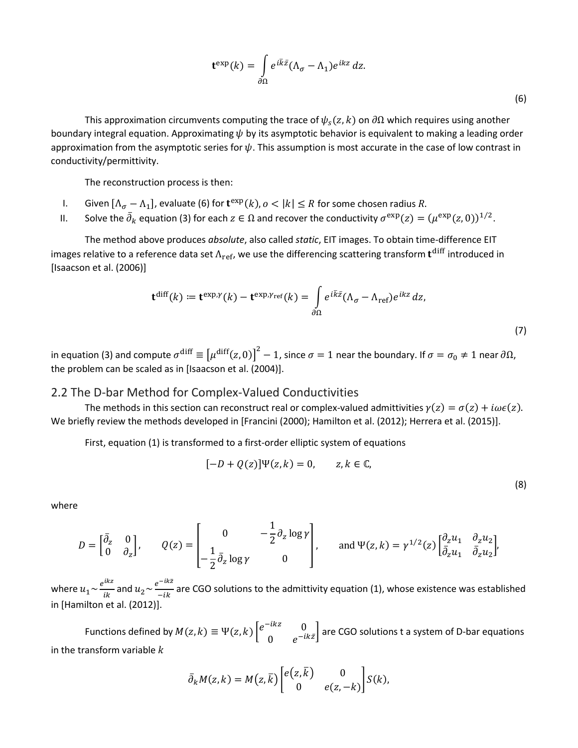$$\mathbf{t}^{\mathrm{exp}}(k) = \int_{\partial\Omega} e^{i\bar{k}\bar{z}}(\Lambda_\sigma - \Lambda_1)e^{ikz}\, dz. \tag{6}$$

This approximation circumvents computing the trace of $\psi_s(z,k)$ on $\partial\Omega$ which requires using another boundary integral equation. Approximating $\psi$ by its asymptotic behavior is equivalent to making a leading order approximation from the asymptotic series for $\psi$. This assumption is most accurate in the case of low contrast in conductivity/permittivity.

The reconstruction process is then:

I. Given $[\Lambda_\sigma - \Lambda_1]$, evaluate (6) for $\mathbf{t}^{\mathrm{exp}}(k)$, $o < |k| \le R$ for some chosen radius $R$.
II. Solve the $\bar{\partial}_k$ equation (3) for each $z \in \Omega$ and recover the conductivity $\sigma^{\mathrm{exp}}(z) = (\mu^{\mathrm{exp}}(z,0))^{1/2}$.

The method above produces *absolute*, also called *static*, EIT images. To obtain time-difference EIT images relative to a reference data set $\Lambda_{\mathrm{ref}}$, we use the differencing scattering transform $\mathbf{t}^{\mathrm{diff}}$ introduced in [Isaacson et al. (2006)]

$$\mathbf{t}^{\mathrm{diff}}(k) := \mathbf{t}^{\mathrm{exp},\gamma}(k) - \mathbf{t}^{\mathrm{exp},\gamma_{\mathrm{ref}}}(k) = \int_{\partial\Omega} e^{i\bar{k}\bar{z}}(\Lambda_\sigma - \Lambda_{\mathrm{ref}})e^{ikz}\, dz, \tag{7}$$

in equation (3) and compute $\sigma^{\mathrm{diff}} \equiv \left[\mu^{\mathrm{diff}}(z,0)\right]^2 - 1$, since $\sigma = 1$ near the boundary. If $\sigma = \sigma_0 \neq 1$ near $\partial\Omega$, the problem can be scaled as in [Isaacson et al. (2004)].

## 2.2 The D-bar Method for Complex-Valued Conductivities

The methods in this section can reconstruct real or complex-valued admittivities $\gamma(z) = \sigma(z) + i\omega\epsilon(z)$. We briefly review the methods developed in [Francini (2000); Hamilton et al. (2012); Herrera et al. (2015)].

First, equation (1) is transformed to a first-order elliptic system of equations

$$[-D + Q(z)]\Psi(z,k) = 0, \qquad z, k \in \mathbb{C}, \tag{8}$$

where

$$D = \begin{bmatrix} \bar{\partial}_z & 0 \\ 0 & \partial_z \end{bmatrix}, \qquad Q(z) = \begin{bmatrix} 0 & -\frac{1}{2}\partial_z \log\gamma \\ -\frac{1}{2}\bar{\partial}_z \log\gamma & 0 \end{bmatrix}, \qquad \text{and } \Psi(z,k) = \gamma^{1/2}(z)\begin{bmatrix} \partial_z u_1 & \partial_z u_2 \\ \bar{\partial}_z u_1 & \bar{\partial}_z u_2 \end{bmatrix},$$

where $u_1 \sim \frac{e^{ikz}}{ik}$ and $u_2 \sim \frac{e^{-ik\bar{z}}}{-ik}$ are CGO solutions to the admittivity equation (1), whose existence was established in [Hamilton et al. (2012)].

Functions defined by $M(z,k) \equiv \Psi(z,k)\begin{bmatrix} e^{-ikz} & 0 \\ 0 & e^{-ik\bar{z}} \end{bmatrix}$ are CGO solutions t a system of D-bar equations in the transform variable $k$

$$\bar{\partial}_k M(z,k) = M(z,\bar{k})\begin{bmatrix} e(z,\bar{k}) & 0 \\ 0 & e(z,-k) \end{bmatrix} S(k),$$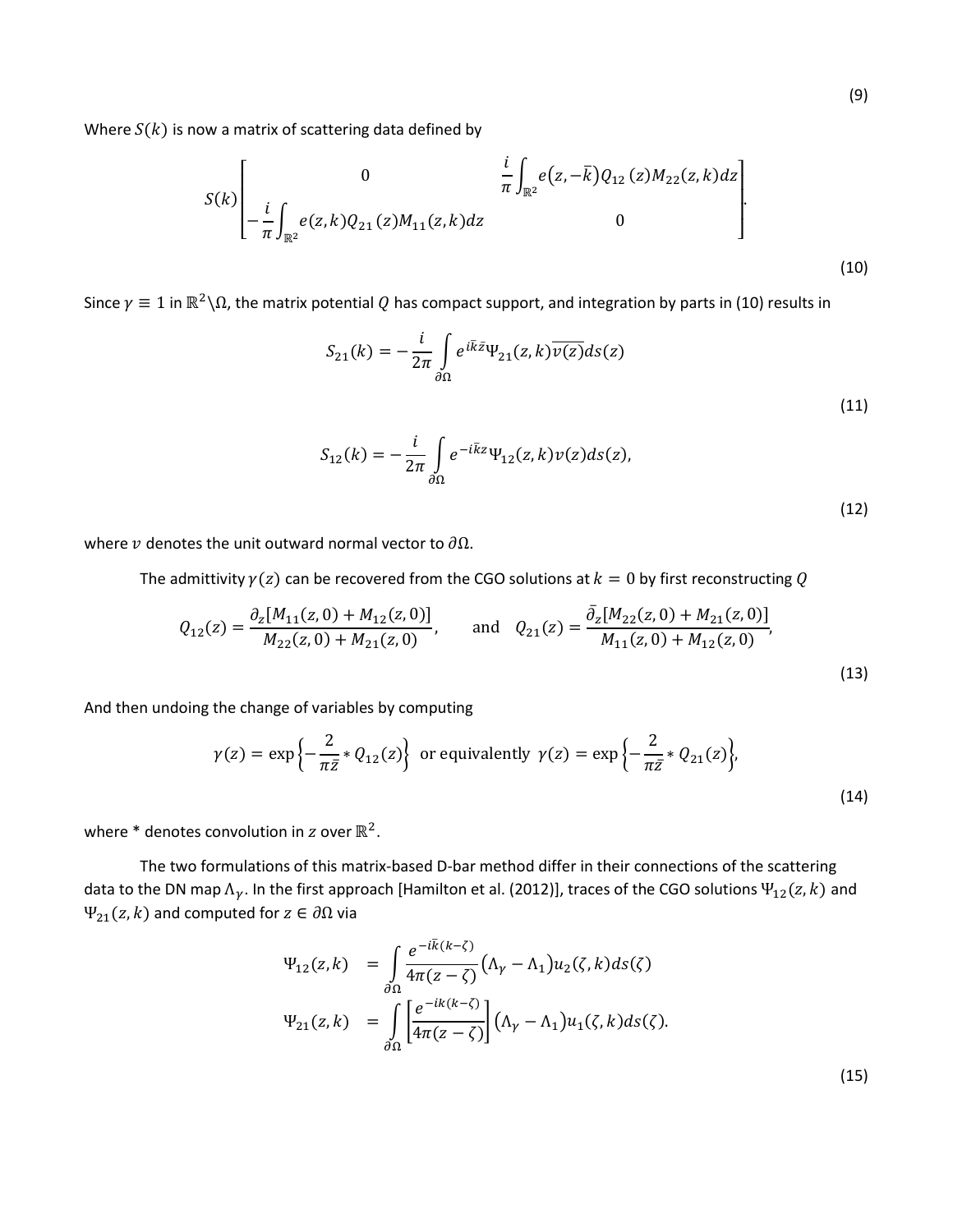(9)

Where $S(k)$ is now a matrix of scattering data defined by

$$S(k)\begin{bmatrix} 0 & \frac{i}{\pi}\int_{\mathbb{R}^2} e(z,-\bar{k})Q_{12}(z)M_{22}(z,k)dz \\ -\frac{i}{\pi}\int_{\mathbb{R}^2} e(z,k)Q_{21}(z)M_{11}(z,k)dz & 0 \end{bmatrix}. \tag{10}$$

Since $\gamma \equiv 1$ in $\mathbb{R}^2\backslash\Omega$, the matrix potential $Q$ has compact support, and integration by parts in (10) results in

$$S_{21}(k) = -\frac{i}{2\pi}\int_{\partial\Omega} e^{i\bar{k}\bar{z}}\Psi_{21}(z,k)\overline{v(z)}ds(z) \tag{11}$$

$$S_{12}(k) = -\frac{i}{2\pi}\int_{\partial\Omega} e^{-i\bar{k}z}\Psi_{12}(z,k)v(z)ds(z), \tag{12}$$

where $v$ denotes the unit outward normal vector to $\partial\Omega$.

The admittivity $\gamma(z)$ can be recovered from the CGO solutions at $k = 0$ by first reconstructing $Q$

$$Q_{12}(z) = \frac{\partial_z[M_{11}(z,0) + M_{12}(z,0)]}{M_{22}(z,0) + M_{21}(z,0)}, \qquad \text{and} \quad Q_{21}(z) = \frac{\bar{\partial}_z[M_{22}(z,0) + M_{21}(z,0)]}{M_{11}(z,0) + M_{12}(z,0)}, \tag{13}$$

And then undoing the change of variables by computing

$$\gamma(z) = \exp\left\{-\frac{2}{\pi\bar{z}} * Q_{12}(z)\right\} \text{ or equivalently } \gamma(z) = \exp\left\{-\frac{2}{\pi\bar{z}} * Q_{21}(z)\right\}, \tag{14}$$

where * denotes convolution in $z$ over $\mathbb{R}^2$.

The two formulations of this matrix-based D-bar method differ in their connections of the scattering data to the DN map $\Lambda_\gamma$. In the first approach [Hamilton et al. (2012)], traces of the CGO solutions $\Psi_{12}(z,k)$ and $\Psi_{21}(z,k)$ and computed for $z \in \partial\Omega$ via

$$\begin{aligned} \Psi_{12}(z,k) &= \int_{\partial\Omega} \frac{e^{-i\bar{k}(k-\zeta)}}{4\pi(z-\zeta)}\left(\Lambda_\gamma - \Lambda_1\right)u_2(\zeta,k)ds(\zeta) \\ \Psi_{21}(z,k) &= \int_{\partial\Omega} \left[\frac{e^{-ik(k-\zeta)}}{4\pi(z-\zeta)}\right]\left(\Lambda_\gamma - \Lambda_1\right)u_1(\zeta,k)ds(\zeta). \end{aligned} \tag{15}$$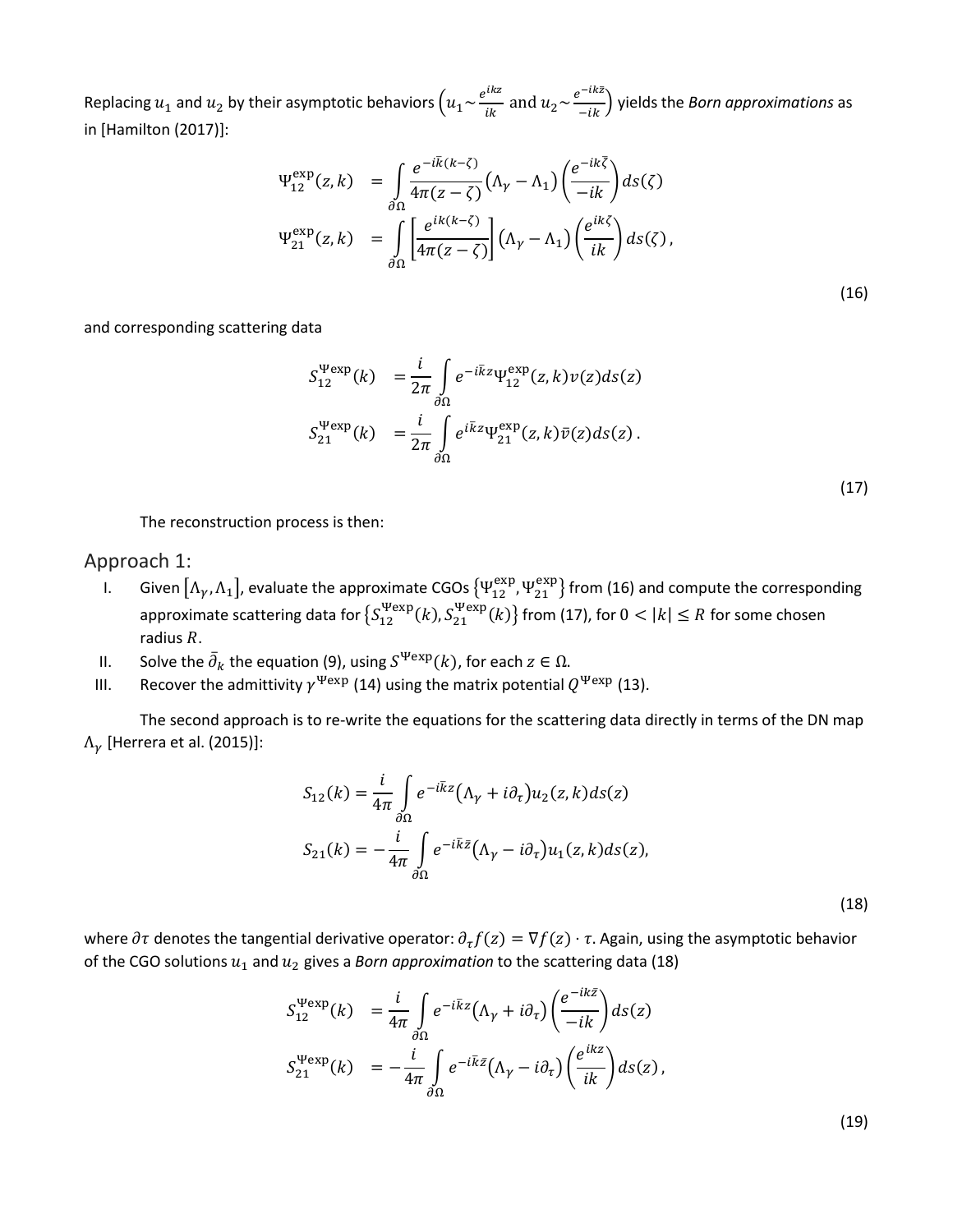Replacing $u_1$ and $u_2$ by their asymptotic behaviors $\left(u_1 \sim \frac{e^{ikz}}{ik} \text{ and } u_2 \sim \frac{e^{-ik\bar{z}}}{-ik}\right)$ yields the *Born approximations* as in [Hamilton (2017)]:

$$
\begin{aligned}
\Psi_{12}^{\exp}(z,k) &= \int_{\partial\Omega} \frac{e^{-i\bar{k}(k-\zeta)}}{4\pi(z-\zeta)} \left(\Lambda_\gamma - \Lambda_1\right) \left(\frac{e^{-ik\bar{\zeta}}}{-ik}\right) ds(\zeta) \\
\Psi_{21}^{\exp}(z,k) &= \int_{\partial\Omega} \left[\frac{e^{ik(k-\zeta)}}{4\pi(z-\zeta)}\right] \left(\Lambda_\gamma - \Lambda_1\right) \left(\frac{e^{ik\zeta}}{ik}\right) ds(\zeta)\,,
\end{aligned}
\tag{16}
$$

and corresponding scattering data

$$
\begin{aligned}
S_{12}^{\Psi\exp}(k) &= \frac{i}{2\pi} \int_{\partial\Omega} e^{-i\bar{k}z} \Psi_{12}^{\exp}(z,k) v(z) ds(z) \\
S_{21}^{\Psi\exp}(k) &= \frac{i}{2\pi} \int_{\partial\Omega} e^{i\bar{k}z} \Psi_{21}^{\exp}(z,k) \bar{v}(z) ds(z)\,.
\end{aligned}
\tag{17}
$$

The reconstruction process is then:

## Approach 1:

I. Given $[\Lambda_\gamma, \Lambda_1]$, evaluate the approximate CGOs $\{\Psi_{12}^{\exp}, \Psi_{21}^{\exp}\}$ from (16) and compute the corresponding approximate scattering data for $\{S_{12}^{\Psi\exp}(k), S_{21}^{\Psi\exp}(k)\}$ from (17), for $0 < |k| \le R$ for some chosen radius $R$.

II. Solve the $\bar{\partial}_k$ the equation (9), using $S^{\Psi\exp}(k)$, for each $z \in \Omega$.

III. Recover the admittivity $\gamma^{\Psi\exp}$ (14) using the matrix potential $Q^{\Psi\exp}$ (13).

The second approach is to re-write the equations for the scattering data directly in terms of the DN map $\Lambda_\gamma$ [Herrera et al. (2015)]:

$$
\begin{aligned}
S_{12}(k) &= \frac{i}{4\pi} \int_{\partial\Omega} e^{-i\bar{k}z} \left(\Lambda_\gamma + i\partial_\tau\right) u_2(z,k) ds(z) \\
S_{21}(k) &= -\frac{i}{4\pi} \int_{\partial\Omega} e^{-i\bar{k}\bar{z}} \left(\Lambda_\gamma - i\partial_\tau\right) u_1(z,k) ds(z),
\end{aligned}
\tag{18}
$$

where $\partial\tau$ denotes the tangential derivative operator: $\partial_\tau f(z) = \nabla f(z) \cdot \tau$. Again, using the asymptotic behavior of the CGO solutions $u_1$ and $u_2$ gives a *Born approximation* to the scattering data (18)

$$
\begin{aligned}
S_{12}^{\Psi\exp}(k) &= \frac{i}{4\pi} \int_{\partial\Omega} e^{-i\bar{k}z} \left(\Lambda_\gamma + i\partial_\tau\right) \left(\frac{e^{-ik\bar{z}}}{-ik}\right) ds(z) \\
S_{21}^{\Psi\exp}(k) &= -\frac{i}{4\pi} \int_{\partial\Omega} e^{-i\bar{k}\bar{z}} \left(\Lambda_\gamma - i\partial_\tau\right) \left(\frac{e^{ikz}}{ik}\right) ds(z)\,,
\end{aligned}
\tag{19}
$$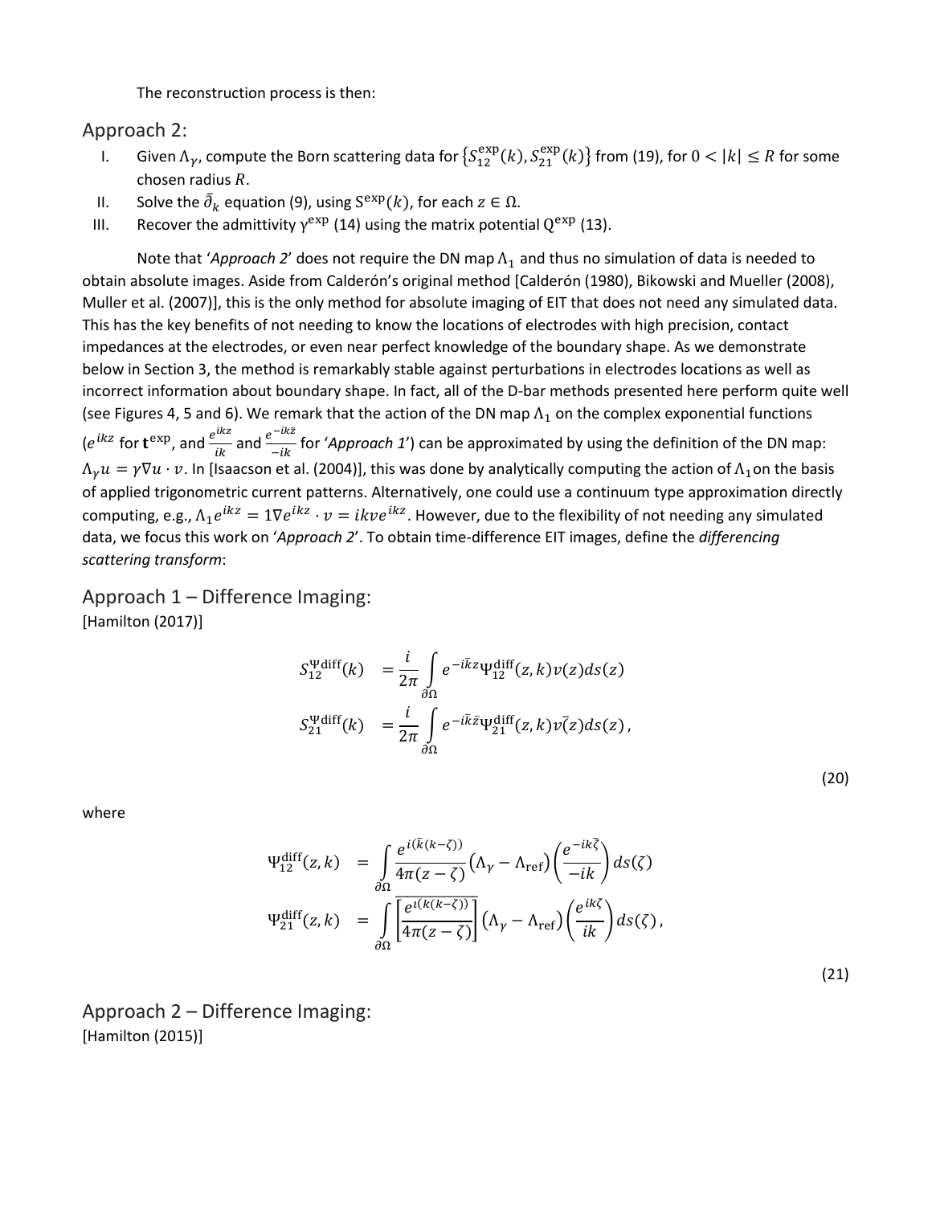The reconstruction process is then:

## Approach 2:

I. Given $\Lambda_\gamma$, compute the Born scattering data for $\{S_{12}^{\exp}(k), S_{21}^{\exp}(k)\}$ from (19), for $0 < |k| \leq R$ for some chosen radius $R$.

II. Solve the $\bar{\partial}_k$ equation (9), using $S^{\exp}(k)$, for each $z \in \Omega$.

III. Recover the admittivity $\gamma^{\exp}$ (14) using the matrix potential $Q^{\exp}$ (13).

Note that '*Approach 2*' does not require the DN map $\Lambda_1$ and thus no simulation of data is needed to obtain absolute images. Aside from Calderón's original method [Calderón (1980), Bikowski and Mueller (2008), Muller et al. (2007)], this is the only method for absolute imaging of EIT that does not need any simulated data. This has the key benefits of not needing to know the locations of electrodes with high precision, contact impedances at the electrodes, or even near perfect knowledge of the boundary shape. As we demonstrate below in Section 3, the method is remarkably stable against perturbations in electrodes locations as well as incorrect information about boundary shape. In fact, all of the D-bar methods presented here perform quite well (see Figures 4, 5 and 6). We remark that the action of the DN map $\Lambda_1$ on the complex exponential functions ($e^{ikz}$ for $\mathbf{t}^{\exp}$, and $\frac{e^{ikz}}{ik}$ and $\frac{e^{-ik\bar{z}}}{-ik}$ for '*Approach 1*') can be approximated by using the definition of the DN map: $\Lambda_\gamma u = \gamma \nabla u \cdot v$. In [Isaacson et al. (2004)], this was done by analytically computing the action of $\Lambda_1$ on the basis of applied trigonometric current patterns. Alternatively, one could use a continuum type approximation directly computing, e.g., $\Lambda_1 e^{ikz} = 1\nabla e^{ikz} \cdot v = ikve^{ikz}$. However, due to the flexibility of not needing any simulated data, we focus this work on '*Approach 2*'. To obtain time-difference EIT images, define the *differencing scattering transform*:

## Approach 1 – Difference Imaging:

[Hamilton (2017)]

$$
\begin{aligned}
S_{12}^{\Psi\mathrm{diff}}(k) &= \frac{i}{2\pi} \int_{\partial\Omega} e^{-i\bar{k}z} \Psi_{12}^{\mathrm{diff}}(z,k) v(z) ds(z) \\
S_{21}^{\Psi\mathrm{diff}}(k) &= \frac{i}{2\pi} \int_{\partial\Omega} e^{-i\bar{k}\bar{z}} \Psi_{21}^{\mathrm{diff}}(z,k) \bar{v}(z) ds(z),
\end{aligned} \tag{20}
$$

where

$$
\begin{aligned}
\Psi_{12}^{\mathrm{diff}}(z,k) &= \int_{\partial\Omega} \frac{e^{i(\bar{k}(k-\zeta))}}{4\pi(z-\zeta)} \left(\Lambda_\gamma - \Lambda_{\mathrm{ref}}\right) \left(\frac{e^{-ik\bar{\zeta}}}{-ik}\right) ds(\zeta) \\
\Psi_{21}^{\mathrm{diff}}(z,k) &= \int_{\partial\Omega} \overline{\left[\frac{e^{\iota(k(k-\zeta))}}{4\pi(z-\zeta)}\right]} \left(\Lambda_\gamma - \Lambda_{\mathrm{ref}}\right) \left(\frac{e^{ik\zeta}}{ik}\right) ds(\zeta),
\end{aligned} \tag{21}
$$

## Approach 2 – Difference Imaging:

[Hamilton (2015)]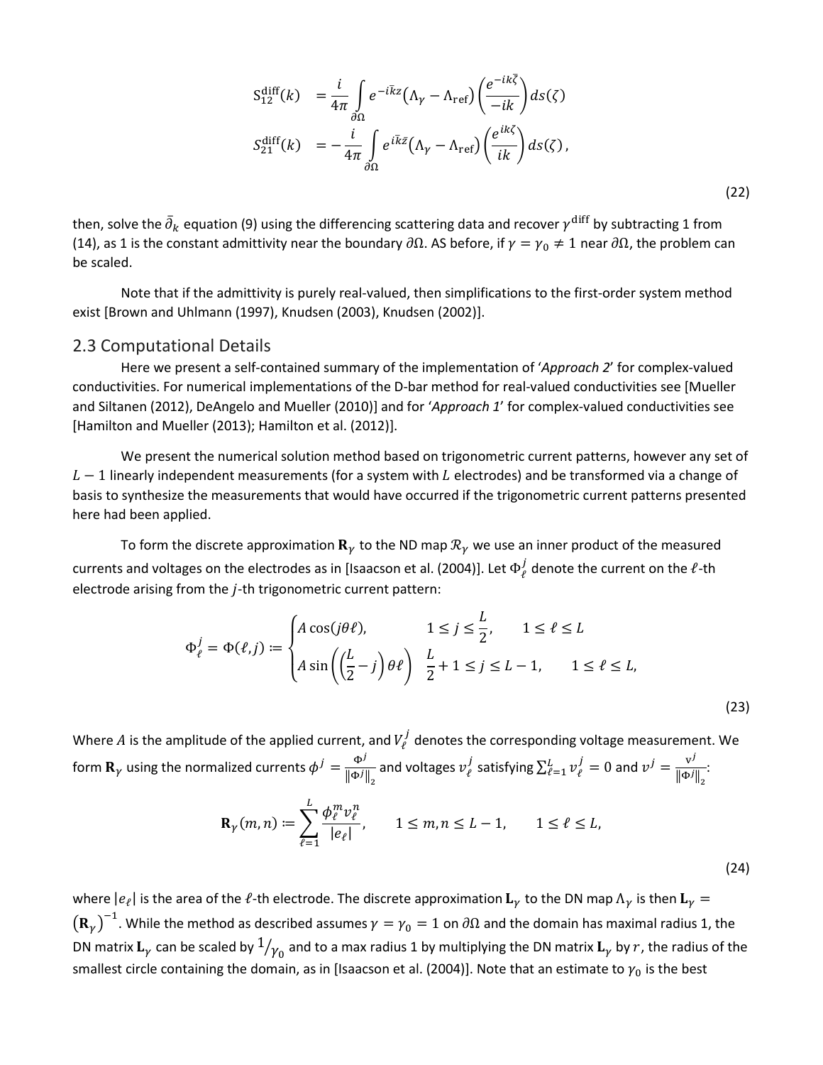$$
\begin{aligned}
S_{12}^{\text{diff}}(k) &= \frac{i}{4\pi} \int_{\partial\Omega} e^{-i\bar{k}z} \left(\Lambda_\gamma - \Lambda_{\text{ref}}\right) \left( \frac{e^{-ik\bar{\zeta}}}{-ik} \right) ds(\zeta) \\
S_{21}^{\text{diff}}(k) &= -\frac{i}{4\pi} \int_{\partial\Omega} e^{i\bar{k}\bar{z}} \left(\Lambda_\gamma - \Lambda_{\text{ref}}\right) \left( \frac{e^{ik\zeta}}{ik} \right) ds(\zeta),
\end{aligned}
\tag{22}
$$

then, solve the $\bar{\partial}_k$ equation (9) using the differencing scattering data and recover $\gamma^{\text{diff}}$ by subtracting 1 from (14), as 1 is the constant admittivity near the boundary $\partial\Omega$. AS before, if $\gamma = \gamma_0 \neq 1$ near $\partial\Omega$, the problem can be scaled.

Note that if the admittivity is purely real-valued, then simplifications to the first-order system method exist [Brown and Uhlmann (1997), Knudsen (2003), Knudsen (2002)].

## 2.3 Computational Details

Here we present a self-contained summary of the implementation of '*Approach 2*' for complex-valued conductivities. For numerical implementations of the D-bar method for real-valued conductivities see [Mueller and Siltanen (2012), DeAngelo and Mueller (2010)] and for '*Approach 1*' for complex-valued conductivities see [Hamilton and Mueller (2013); Hamilton et al. (2012)].

We present the numerical solution method based on trigonometric current patterns, however any set of $L-1$ linearly independent measurements (for a system with $L$ electrodes) and be transformed via a change of basis to synthesize the measurements that would have occurred if the trigonometric current patterns presented here had been applied.

To form the discrete approximation $\mathbf{R}_\gamma$ to the ND map $\mathcal{R}_\gamma$ we use an inner product of the measured currents and voltages on the electrodes as in [Isaacson et al. (2004)]. Let $\Phi_\ell^j$ denote the current on the $\ell$-th electrode arising from the $j$-th trigonometric current pattern:

$$
\Phi_\ell^j = \Phi(\ell, j) := \begin{cases} A\cos(j\theta\ell), & 1 \leq j \leq \frac{L}{2}, \qquad 1 \leq \ell \leq L \\ A\sin\left(\left(\frac{L}{2} - j\right)\theta\ell\right) & \frac{L}{2} + 1 \leq j \leq L-1, \qquad 1 \leq \ell \leq L, \end{cases}
\tag{23}
$$

Where $A$ is the amplitude of the applied current, and $V_\ell^j$ denotes the corresponding voltage measurement. We form $\mathbf{R}_\gamma$ using the normalized currents $\phi^j = \frac{\Phi^j}{\|\Phi^j\|_2}$ and voltages $v_\ell^j$ satisfying $\sum_{\ell=1}^{L} v_\ell^j = 0$ and $v^j = \frac{\mathrm{v}^j}{\|\Phi^j\|_2}$:

$$
\mathbf{R}_\gamma(m,n) := \sum_{\ell=1}^{L} \frac{\phi_\ell^m v_\ell^n}{|e_\ell|}, \qquad 1 \leq m,n \leq L-1, \qquad 1 \leq \ell \leq L,
\tag{24}
$$

where $|e_\ell|$ is the area of the $\ell$-th electrode. The discrete approximation $\mathbf{L}_\gamma$ to the DN map $\Lambda_\gamma$ is then $\mathbf{L}_\gamma = \left(\mathbf{R}_\gamma\right)^{-1}$. While the method as described assumes $\gamma = \gamma_0 = 1$ on $\partial\Omega$ and the domain has maximal radius 1, the DN matrix $\mathbf{L}_\gamma$ can be scaled by $1/\gamma_0$ and to a max radius 1 by multiplying the DN matrix $\mathbf{L}_\gamma$ by $r$, the radius of the smallest circle containing the domain, as in [Isaacson et al. (2004)]. Note that an estimate to $\gamma_0$ is the best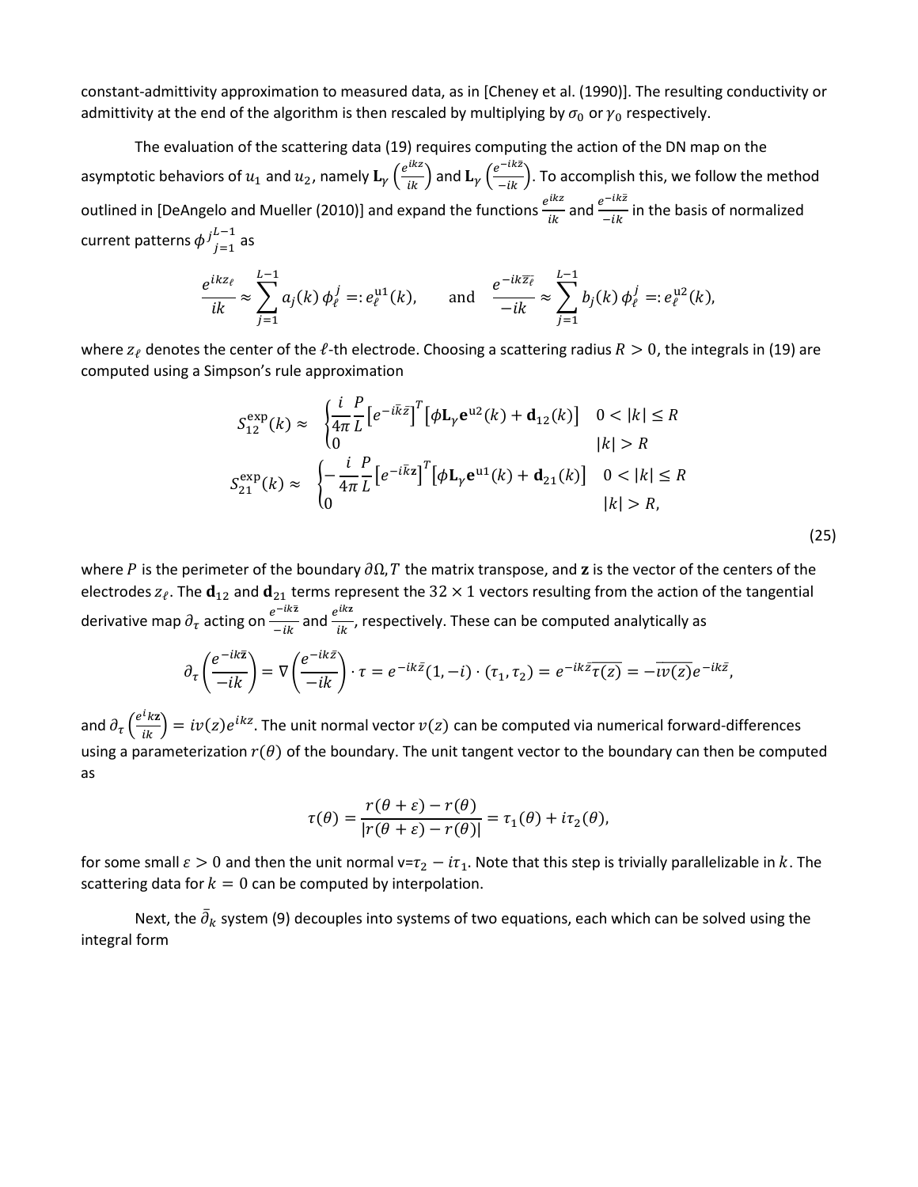constant-admittivity approximation to measured data, as in [Cheney et al. (1990)]. The resulting conductivity or admittivity at the end of the algorithm is then rescaled by multiplying by $\sigma_0$ or $\gamma_0$ respectively.

The evaluation of the scattering data (19) requires computing the action of the DN map on the asymptotic behaviors of $u_1$ and $u_2$, namely $\mathbf{L}_\gamma\left(\frac{e^{ikz}}{ik}\right)$ and $\mathbf{L}_\gamma\left(\frac{e^{-ik\bar{z}}}{-ik}\right)$. To accomplish this, we follow the method outlined in [DeAngelo and Mueller (2010)] and expand the functions $\frac{e^{ikz}}{ik}$ and $\frac{e^{-ik\bar{z}}}{-ik}$ in the basis of normalized current patterns ${\phi^j}_{j=1}^{L-1}$ as

$$\frac{e^{ikz_\ell}}{ik} \approx \sum_{j=1}^{L-1} a_j(k)\,\phi_\ell^j =: e_\ell^{\mathrm{u}1}(k), \qquad \text{and} \quad \frac{e^{-ik\overline{z_\ell}}}{-ik} \approx \sum_{j=1}^{L-1} b_j(k)\,\phi_\ell^j =: e_\ell^{\mathrm{u}2}(k),$$

where $z_\ell$ denotes the center of the $\ell$-th electrode. Choosing a scattering radius $R > 0$, the integrals in (19) are computed using a Simpson's rule approximation

$$S_{12}^{\exp}(k) \approx \begin{cases} \frac{i}{4\pi}\frac{P}{L}\left[e^{-ik\bar{z}}\right]^T\left[\phi\mathbf{L}_\gamma\mathbf{e}^{\mathrm{u}2}(k) + \mathbf{d}_{12}(k)\right] & 0 < |k| \le R \\ 0 & |k| > R \end{cases}$$
$$S_{21}^{\exp}(k) \approx \begin{cases} -\frac{i}{4\pi}\frac{P}{L}\left[e^{-ik\bar{k}\mathbf{z}}\right]^T\left[\phi\mathbf{L}_\gamma\mathbf{e}^{\mathrm{u}1}(k) + \mathbf{d}_{21}(k)\right] & 0 < |k| \le R \\ 0 & |k| > R, \end{cases} \tag{25}$$

where $P$ is the perimeter of the boundary $\partial\Omega, T$ the matrix transpose, and $\mathbf{z}$ is the vector of the centers of the electrodes $z_\ell$. The $\mathbf{d}_{12}$ and $\mathbf{d}_{21}$ terms represent the $32 \times 1$ vectors resulting from the action of the tangential derivative map $\partial_\tau$ acting on $\frac{e^{-ik\bar{\mathbf{z}}}}{-ik}$ and $\frac{e^{ik\mathbf{z}}}{ik}$, respectively. These can be computed analytically as

$$\partial_\tau\left(\frac{e^{-ik\bar{\mathbf{z}}}}{-ik}\right) = \nabla\left(\frac{e^{-ik\bar{z}}}{-ik}\right)\cdot\tau = e^{-ik\bar{z}}(1,-i)\cdot(\tau_1,\tau_2) = e^{-ik\bar{z}}\overline{\tau(z)} = -\overline{\iota v(z)}e^{-ik\bar{z}},$$

and $\partial_\tau\left(\frac{e^{ik\mathbf{z}}}{ik}\right) = iv(z)e^{ikz}$. The unit normal vector $v(z)$ can be computed via numerical forward-differences using a parameterization $r(\theta)$ of the boundary. The unit tangent vector to the boundary can then be computed as

$$\tau(\theta) = \frac{r(\theta+\varepsilon) - r(\theta)}{|r(\theta+\varepsilon) - r(\theta)|} = \tau_1(\theta) + i\tau_2(\theta),$$

for some small $\varepsilon > 0$ and then the unit normal v=$\tau_2 - i\tau_1$. Note that this step is trivially parallelizable in $k$. The scattering data for $k = 0$ can be computed by interpolation.

Next, the $\bar{\partial}_k$ system (9) decouples into systems of two equations, each which can be solved using the integral form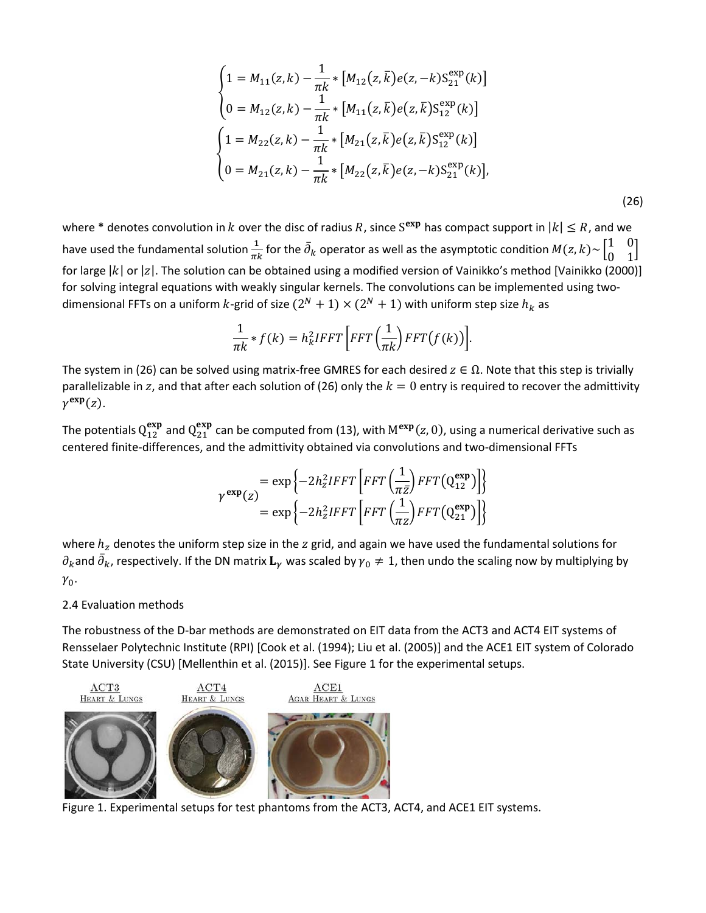$$
\begin{cases}
1 = M_{11}(z,k) - \dfrac{1}{\pi k} * \left[M_{12}(z,\bar{k}) e(z,-k) \mathrm{S}_{21}^{\exp}(k)\right] \\
0 = M_{12}(z,k) - \dfrac{1}{\pi k} * \left[M_{11}(z,\bar{k}) e(z,\bar{k}) \mathrm{S}_{12}^{\exp}(k)\right]
\end{cases}
$$

$$
\begin{cases}
1 = M_{22}(z,k) - \dfrac{1}{\pi k} * \left[M_{21}(z,\bar{k}) e(z,\bar{k}) \mathrm{S}_{12}^{\exp}(k)\right] \\
0 = M_{21}(z,k) - \dfrac{1}{\pi k} * \left[M_{22}(z,\bar{k}) e(z,-k) \mathrm{S}_{21}^{\exp}(k)\right],
\end{cases}
\tag{26}
$$

where * denotes convolution in $k$ over the disc of radius $R$, since $\mathbf{S}^{\mathbf{exp}}$ has compact support in $|k| \leq R$, and we have used the fundamental solution $\frac{1}{\pi k}$ for the $\bar{\partial}_k$ operator as well as the asymptotic condition $M(z,k) \sim \begin{bmatrix} 1 & 0 \\ 0 & 1 \end{bmatrix}$ for large $|k|$ or $|z|$. The solution can be obtained using a modified version of Vainikko's method [Vainikko (2000)] for solving integral equations with weakly singular kernels. The convolutions can be implemented using two-dimensional FFTs on a uniform $k$-grid of size $(2^N + 1) \times (2^N + 1)$ with uniform step size $h_k$ as

$$
\frac{1}{\pi k} * f(k) = h_k^2 IFFT\left[FFT\left(\frac{1}{\pi k}\right) FFT\big(f(k)\big)\right].
$$

The system in (26) can be solved using matrix-free GMRES for each desired $z \in \Omega$. Note that this step is trivially parallelizable in $z$, and that after each solution of (26) only the $k = 0$ entry is required to recover the admittivity $\gamma^{\mathbf{exp}}(z)$.

The potentials $\mathrm{Q}_{12}^{\mathbf{exp}}$ and $\mathrm{Q}_{21}^{\mathbf{exp}}$ can be computed from (13), with $\mathrm{M}^{\mathbf{exp}}(z, 0)$, using a numerical derivative such as centered finite-differences, and the admittivity obtained via convolutions and two-dimensional FFTs

$$
\gamma^{\mathbf{exp}}(z) \begin{aligned} &= \exp\left\{-2h_z^2 IFFT\left[FFT\left(\frac{1}{\pi \bar{z}}\right) FFT\left(\mathrm{Q}_{12}^{\mathbf{exp}}\right)\right]\right\} \\ &= \exp\left\{-2h_z^2 IFFT\left[FFT\left(\frac{1}{\pi z}\right) FFT\left(\mathrm{Q}_{21}^{\mathbf{exp}}\right)\right]\right\} \end{aligned}
$$

where $h_z$ denotes the uniform step size in the $z$ grid, and again we have used the fundamental solutions for $\partial_k$ and $\bar{\partial}_k$, respectively. If the DN matrix $\mathbf{L}_\gamma$ was scaled by $\gamma_0 \neq 1$, then undo the scaling now by multiplying by $\gamma_0$.

## 2.4 Evaluation methods

The robustness of the D-bar methods are demonstrated on EIT data from the ACT3 and ACT4 EIT systems of Rensselaer Polytechnic Institute (RPI) [Cook et al. (1994); Liu et al. (2005)] and the ACE1 EIT system of Colorado State University (CSU) [Mellenthin et al. (2015)]. See Figure 1 for the experimental setups.

| ACT3 Heart & Lungs | ACT4 Heart & Lungs | ACE1 Agar Heart & Lungs |
| --- | --- | --- |

Figure 1. Experimental setups for test phantoms from the ACT3, ACT4, and ACE1 EIT systems.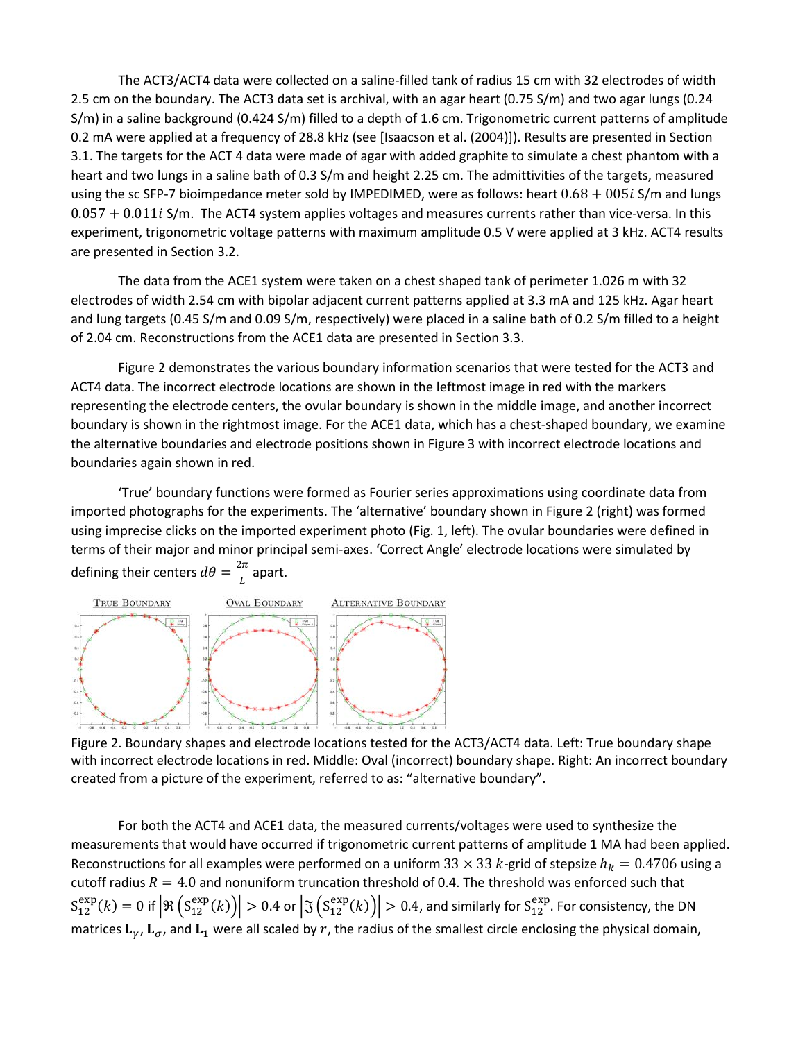The ACT3/ACT4 data were collected on a saline-filled tank of radius 15 cm with 32 electrodes of width 2.5 cm on the boundary. The ACT3 data set is archival, with an agar heart (0.75 S/m) and two agar lungs (0.24 S/m) in a saline background (0.424 S/m) filled to a depth of 1.6 cm. Trigonometric current patterns of amplitude 0.2 mA were applied at a frequency of 28.8 kHz (see [Isaacson et al. (2004)]). Results are presented in Section 3.1. The targets for the ACT 4 data were made of agar with added graphite to simulate a chest phantom with a heart and two lungs in a saline bath of 0.3 S/m and height 2.25 cm. The admittivities of the targets, measured using the sc SFP-7 bioimpedance meter sold by IMPEDIMED, were as follows: heart $0.68 + 005i$ S/m and lungs $0.057 + 0.011i$ S/m. The ACT4 system applies voltages and measures currents rather than vice-versa. In this experiment, trigonometric voltage patterns with maximum amplitude 0.5 V were applied at 3 kHz. ACT4 results are presented in Section 3.2.

The data from the ACE1 system were taken on a chest shaped tank of perimeter 1.026 m with 32 electrodes of width 2.54 cm with bipolar adjacent current patterns applied at 3.3 mA and 125 kHz. Agar heart and lung targets (0.45 S/m and 0.09 S/m, respectively) were placed in a saline bath of 0.2 S/m filled to a height of 2.04 cm. Reconstructions from the ACE1 data are presented in Section 3.3.

Figure 2 demonstrates the various boundary information scenarios that were tested for the ACT3 and ACT4 data. The incorrect electrode locations are shown in the leftmost image in red with the markers representing the electrode centers, the ovular boundary is shown in the middle image, and another incorrect boundary is shown in the rightmost image. For the ACE1 data, which has a chest-shaped boundary, we examine the alternative boundaries and electrode positions shown in Figure 3 with incorrect electrode locations and boundaries again shown in red.

'True' boundary functions were formed as Fourier series approximations using coordinate data from imported photographs for the experiments. The 'alternative' boundary shown in Figure 2 (right) was formed using imprecise clicks on the imported experiment photo (Fig. 1, left). The ovular boundaries were defined in terms of their major and minor principal semi-axes. 'Correct Angle' electrode locations were simulated by defining their centers $d\theta = \frac{2\pi}{L}$ apart.

Figure 2. Boundary shapes and electrode locations tested for the ACT3/ACT4 data. Left: True boundary shape with incorrect electrode locations in red. Middle: Oval (incorrect) boundary shape. Right: An incorrect boundary created from a picture of the experiment, referred to as: "alternative boundary".

For both the ACT4 and ACE1 data, the measured currents/voltages were used to synthesize the measurements that would have occurred if trigonometric current patterns of amplitude 1 MA had been applied. Reconstructions for all examples were performed on a uniform $33 \times 33$ $k$-grid of stepsize $h_k = 0.4706$ using a cutoff radius $R = 4.0$ and nonuniform truncation threshold of 0.4. The threshold was enforced such that $S_{12}^{\exp}(k) = 0$ if $\left|\Re\left(S_{12}^{\exp}(k)\right)\right| > 0.4$ or $\left|\Im\left(S_{12}^{\exp}(k)\right)\right| > 0.4$, and similarly for $S_{12}^{\exp}$. For consistency, the DN matrices $\mathbf{L}_\gamma$, $\mathbf{L}_\sigma$, and $\mathbf{L}_1$ were all scaled by $r$, the radius of the smallest circle enclosing the physical domain,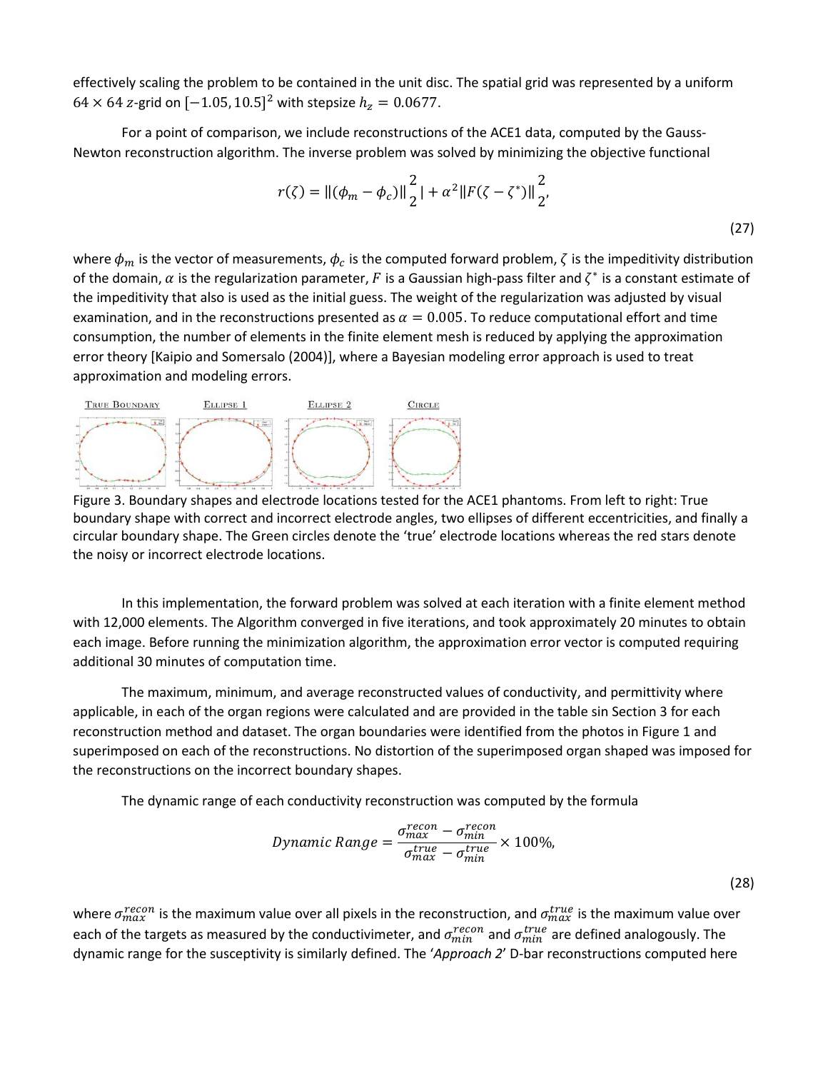effectively scaling the problem to be contained in the unit disc. The spatial grid was represented by a uniform $64 \times 64$ $z$-grid on $[-1.05, 10.5]^2$ with stepsize $h_z = 0.0677$.

For a point of comparison, we include reconstructions of the ACE1 data, computed by the Gauss-Newton reconstruction algorithm. The inverse problem was solved by minimizing the objective functional

$$r(\zeta) = \|(\phi_m - \phi_c)\|_2^2| + \alpha^2\|F(\zeta - \zeta^*)\|_2^2, \tag{27}$$

where $\phi_m$ is the vector of measurements, $\phi_c$ is the computed forward problem, $\zeta$ is the impeditivity distribution of the domain, $\alpha$ is the regularization parameter, $F$ is a Gaussian high-pass filter and $\zeta^*$ is a constant estimate of the impeditivity that also is used as the initial guess. The weight of the regularization was adjusted by visual examination, and in the reconstructions presented as $\alpha = 0.005$. To reduce computational effort and time consumption, the number of elements in the finite element mesh is reduced by applying the approximation error theory [Kaipio and Somersalo (2004)], where a Bayesian modeling error approach is used to treat approximation and modeling errors.

Figure 3. Boundary shapes and electrode locations tested for the ACE1 phantoms. From left to right: True boundary shape with correct and incorrect electrode angles, two ellipses of different eccentricities, and finally a circular boundary shape. The Green circles denote the 'true' electrode locations whereas the red stars denote the noisy or incorrect electrode locations.

In this implementation, the forward problem was solved at each iteration with a finite element method with 12,000 elements. The Algorithm converged in five iterations, and took approximately 20 minutes to obtain each image. Before running the minimization algorithm, the approximation error vector is computed requiring additional 30 minutes of computation time.

The maximum, minimum, and average reconstructed values of conductivity, and permittivity where applicable, in each of the organ regions were calculated and are provided in the table sin Section 3 for each reconstruction method and dataset. The organ boundaries were identified from the photos in Figure 1 and superimposed on each of the reconstructions. No distortion of the superimposed organ shaped was imposed for the reconstructions on the incorrect boundary shapes.

The dynamic range of each conductivity reconstruction was computed by the formula

$$Dynamic\ Range = \frac{\sigma_{max}^{recon} - \sigma_{min}^{recon}}{\sigma_{max}^{true} - \sigma_{min}^{true}} \times 100\%, \tag{28}$$

where $\sigma_{max}^{recon}$ is the maximum value over all pixels in the reconstruction, and $\sigma_{max}^{true}$ is the maximum value over each of the targets as measured by the conductivimeter, and $\sigma_{min}^{recon}$ and $\sigma_{min}^{true}$ are defined analogously. The dynamic range for the susceptivity is similarly defined. The '*Approach 2*' D-bar reconstructions computed here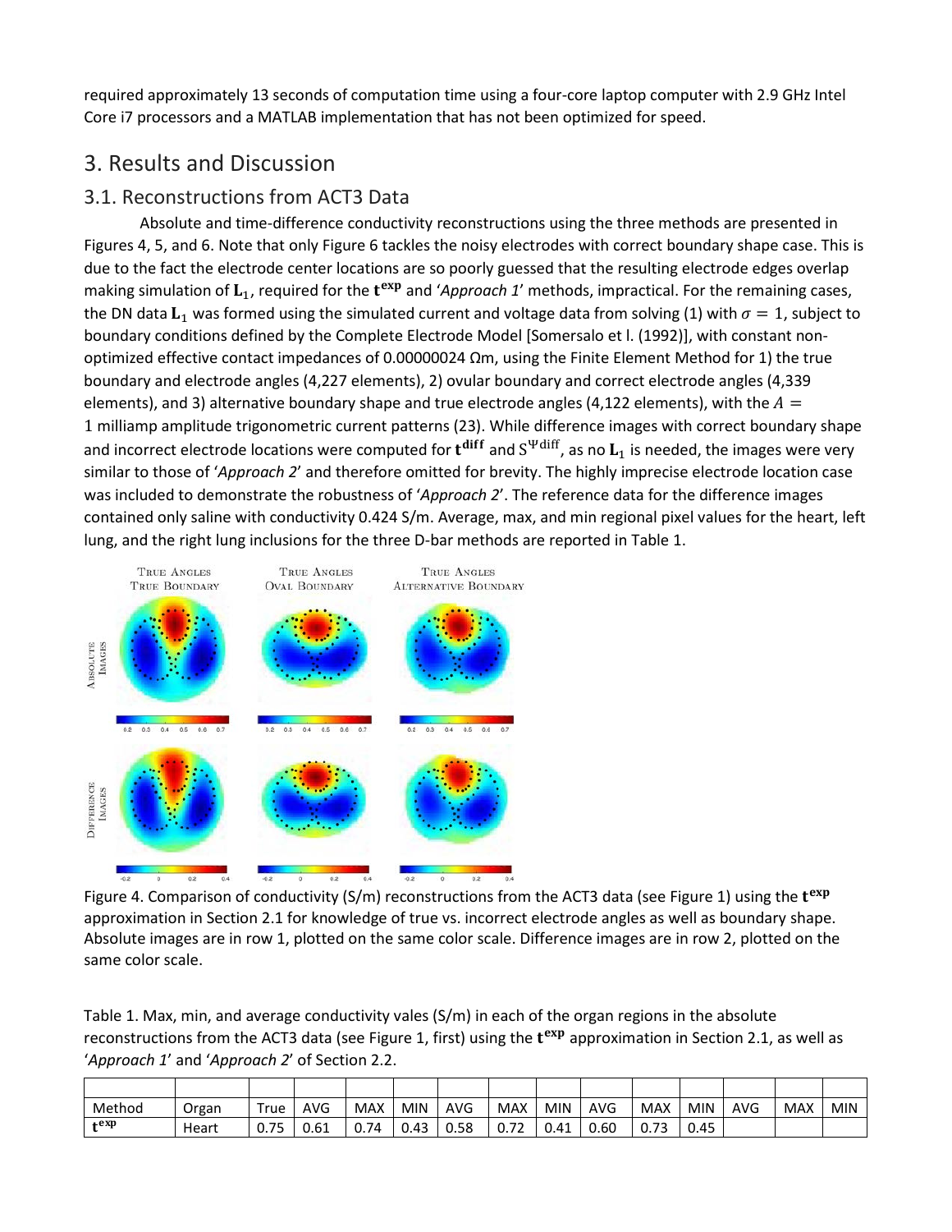required approximately 13 seconds of computation time using a four-core laptop computer with 2.9 GHz Intel Core i7 processors and a MATLAB implementation that has not been optimized for speed.

## 3. Results and Discussion

### 3.1. Reconstructions from ACT3 Data

Absolute and time-difference conductivity reconstructions using the three methods are presented in Figures 4, 5, and 6. Note that only Figure 6 tackles the noisy electrodes with correct boundary shape case. This is due to the fact the electrode center locations are so poorly guessed that the resulting electrode edges overlap making simulation of $\mathbf{L}_1$, required for the $\mathbf{t}^{\mathbf{exp}}$ and '*Approach 1*' methods, impractical. For the remaining cases, the DN data $\mathbf{L}_1$ was formed using the simulated current and voltage data from solving (1) with $\sigma = 1$, subject to boundary conditions defined by the Complete Electrode Model [Somersalo et l. (1992)], with constant non-optimized effective contact impedances of 0.00000024 Ωm, using the Finite Element Method for 1) the true boundary and electrode angles (4,227 elements), 2) ovular boundary and correct electrode angles (4,339 elements), and 3) alternative boundary shape and true electrode angles (4,122 elements), with the $A = 1$ milliamp amplitude trigonometric current patterns (23). While difference images with correct boundary shape and incorrect electrode locations were computed for $\mathbf{t}^{\mathbf{diff}}$ and $\mathrm{S}^{\Psi\,\mathrm{diff}}$, as no $\mathbf{L}_1$ is needed, the images were very similar to those of '*Approach 2*' and therefore omitted for brevity. The highly imprecise electrode location case was included to demonstrate the robustness of '*Approach 2*'. The reference data for the difference images contained only saline with conductivity 0.424 S/m. Average, max, and min regional pixel values for the heart, left lung, and the right lung inclusions for the three D-bar methods are reported in Table 1.

Figure 4. Comparison of conductivity (S/m) reconstructions from the ACT3 data (see Figure 1) using the $\mathbf{t}^{\mathbf{exp}}$ approximation in Section 2.1 for knowledge of true vs. incorrect electrode angles as well as boundary shape. Absolute images are in row 1, plotted on the same color scale. Difference images are in row 2, plotted on the same color scale.

Table 1. Max, min, and average conductivity vales (S/m) in each of the organ regions in the absolute reconstructions from the ACT3 data (see Figure 1, first) using the $\mathbf{t}^{\mathbf{exp}}$ approximation in Section 2.1, as well as '*Approach 1*' and '*Approach 2*' of Section 2.2.

| | | | | | | | | | | | | | | |
|---|---|---|---|---|---|---|---|---|---|---|---|---|---|---|
| Method | Organ | True | AVG | MAX | MIN | AVG | MAX | MIN | AVG | MAX | MIN | AVG | MAX | MIN |
| $\mathbf{t}^{\mathbf{exp}}$ | Heart | 0.75 | 0.61 | 0.74 | 0.43 | 0.58 | 0.72 | 0.41 | 0.60 | 0.73 | 0.45 | | | |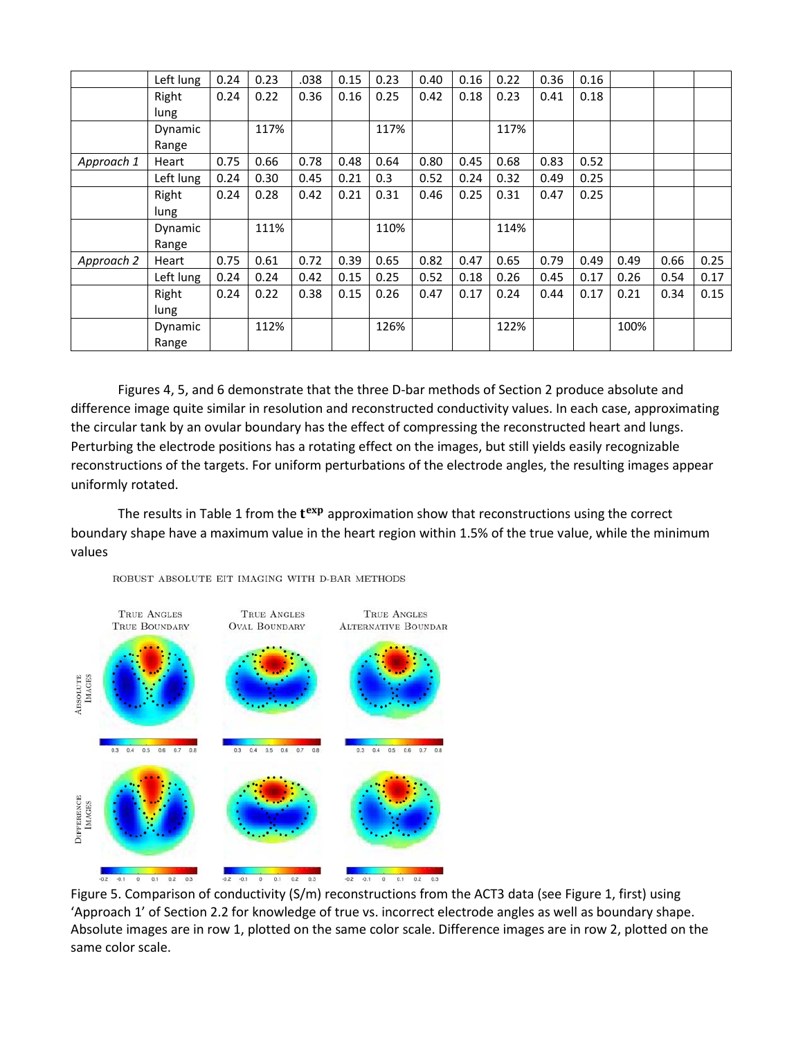| | Left lung | 0.24 | 0.23 | .038 | 0.15 | 0.23 | 0.40 | 0.16 | 0.22 | 0.36 | 0.16 | | | |
|---|---|---|---|---|---|---|---|---|---|---|---|---|---|---|
| | Right lung | 0.24 | 0.22 | 0.36 | 0.16 | 0.25 | 0.42 | 0.18 | 0.23 | 0.41 | 0.18 | | | |
| | Dynamic Range | | 117% | | | 117% | | | 117% | | | | | |
| *Approach 1* | Heart | 0.75 | 0.66 | 0.78 | 0.48 | 0.64 | 0.80 | 0.45 | 0.68 | 0.83 | 0.52 | | | |
| | Left lung | 0.24 | 0.30 | 0.45 | 0.21 | 0.3 | 0.52 | 0.24 | 0.32 | 0.49 | 0.25 | | | |
| | Right lung | 0.24 | 0.28 | 0.42 | 0.21 | 0.31 | 0.46 | 0.25 | 0.31 | 0.47 | 0.25 | | | |
| | Dynamic Range | | 111% | | | 110% | | | 114% | | | | | |
| *Approach 2* | Heart | 0.75 | 0.61 | 0.72 | 0.39 | 0.65 | 0.82 | 0.47 | 0.65 | 0.79 | 0.49 | 0.49 | 0.66 | 0.25 |
| | Left lung | 0.24 | 0.24 | 0.42 | 0.15 | 0.25 | 0.52 | 0.18 | 0.26 | 0.45 | 0.17 | 0.26 | 0.54 | 0.17 |
| | Right lung | 0.24 | 0.22 | 0.38 | 0.15 | 0.26 | 0.47 | 0.17 | 0.24 | 0.44 | 0.17 | 0.21 | 0.34 | 0.15 |
| | Dynamic Range | | 112% | | | 126% | | | 122% | | | 100% | | |

Figures 4, 5, and 6 demonstrate that the three D-bar methods of Section 2 produce absolute and difference image quite similar in resolution and reconstructed conductivity values. In each case, approximating the circular tank by an ovular boundary has the effect of compressing the reconstructed heart and lungs. Perturbing the electrode positions has a rotating effect on the images, but still yields easily recognizable reconstructions of the targets. For uniform perturbations of the electrode angles, the resulting images appear uniformly rotated.

The results in Table 1 from the $\mathbf{t}^{\mathbf{exp}}$ approximation show that reconstructions using the correct boundary shape have a maximum value in the heart region within 1.5% of the true value, while the minimum values

Figure 5. Comparison of conductivity (S/m) reconstructions from the ACT3 data (see Figure 1, first) using ‘Approach 1’ of Section 2.2 for knowledge of true vs. incorrect electrode angles as well as boundary shape. Absolute images are in row 1, plotted on the same color scale. Difference images are in row 2, plotted on the same color scale.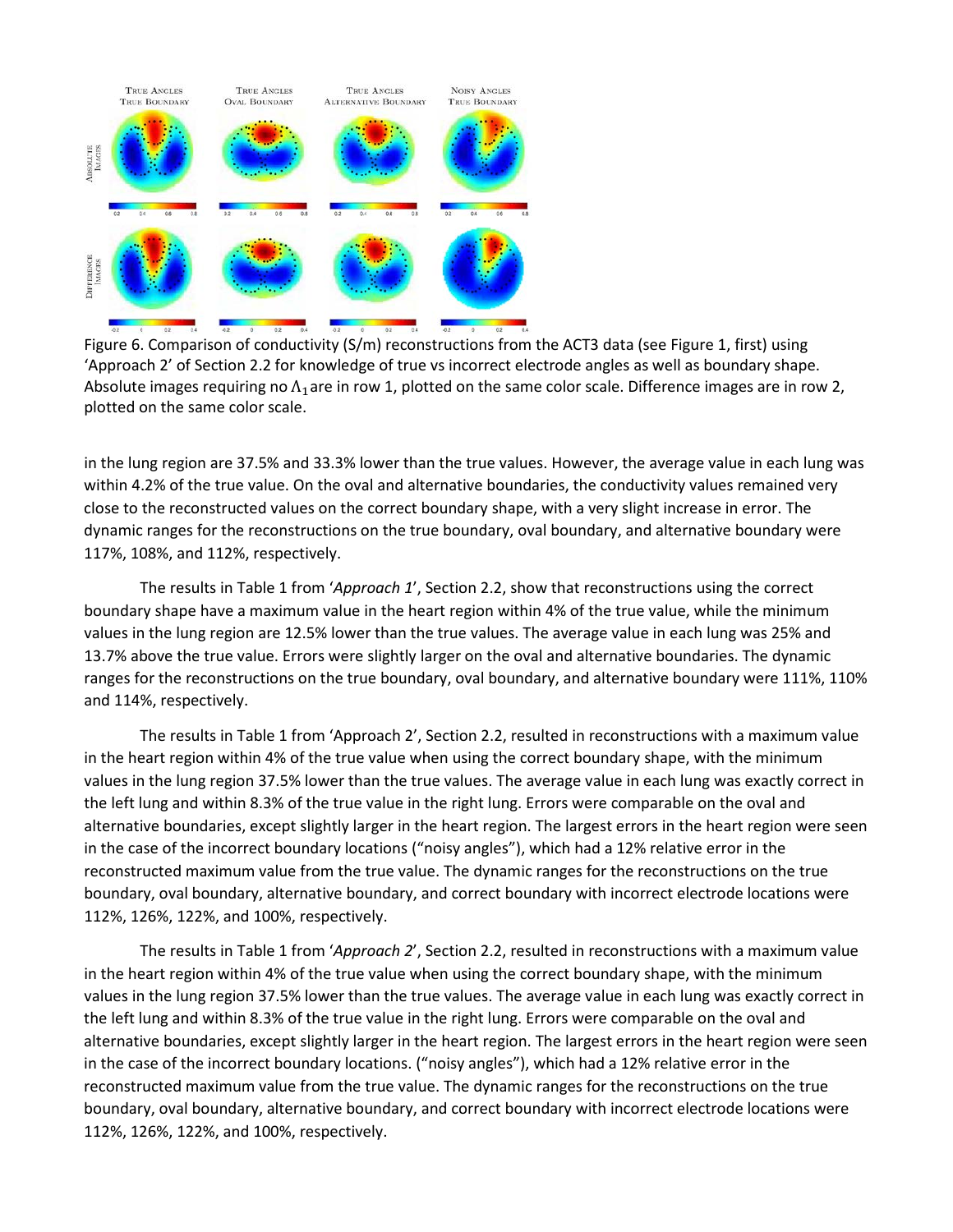Figure 6. Comparison of conductivity (S/m) reconstructions from the ACT3 data (see Figure 1, first) using 'Approach 2' of Section 2.2 for knowledge of true vs incorrect electrode angles as well as boundary shape. Absolute images requiring no $\Lambda_1$ are in row 1, plotted on the same color scale. Difference images are in row 2, plotted on the same color scale.

in the lung region are 37.5% and 33.3% lower than the true values. However, the average value in each lung was within 4.2% of the true value. On the oval and alternative boundaries, the conductivity values remained very close to the reconstructed values on the correct boundary shape, with a very slight increase in error. The dynamic ranges for the reconstructions on the true boundary, oval boundary, and alternative boundary were 117%, 108%, and 112%, respectively.

The results in Table 1 from '*Approach 1*', Section 2.2, show that reconstructions using the correct boundary shape have a maximum value in the heart region within 4% of the true value, while the minimum values in the lung region are 12.5% lower than the true values. The average value in each lung was 25% and 13.7% above the true value. Errors were slightly larger on the oval and alternative boundaries. The dynamic ranges for the reconstructions on the true boundary, oval boundary, and alternative boundary were 111%, 110% and 114%, respectively.

The results in Table 1 from 'Approach 2', Section 2.2, resulted in reconstructions with a maximum value in the heart region within 4% of the true value when using the correct boundary shape, with the minimum values in the lung region 37.5% lower than the true values. The average value in each lung was exactly correct in the left lung and within 8.3% of the true value in the right lung. Errors were comparable on the oval and alternative boundaries, except slightly larger in the heart region. The largest errors in the heart region were seen in the case of the incorrect boundary locations ("noisy angles"), which had a 12% relative error in the reconstructed maximum value from the true value. The dynamic ranges for the reconstructions on the true boundary, oval boundary, alternative boundary, and correct boundary with incorrect electrode locations were 112%, 126%, 122%, and 100%, respectively.

The results in Table 1 from '*Approach 2*', Section 2.2, resulted in reconstructions with a maximum value in the heart region within 4% of the true value when using the correct boundary shape, with the minimum values in the lung region 37.5% lower than the true values. The average value in each lung was exactly correct in the left lung and within 8.3% of the true value in the right lung. Errors were comparable on the oval and alternative boundaries, except slightly larger in the heart region. The largest errors in the heart region were seen in the case of the incorrect boundary locations. ("noisy angles"), which had a 12% relative error in the reconstructed maximum value from the true value. The dynamic ranges for the reconstructions on the true boundary, oval boundary, alternative boundary, and correct boundary with incorrect electrode locations were 112%, 126%, 122%, and 100%, respectively.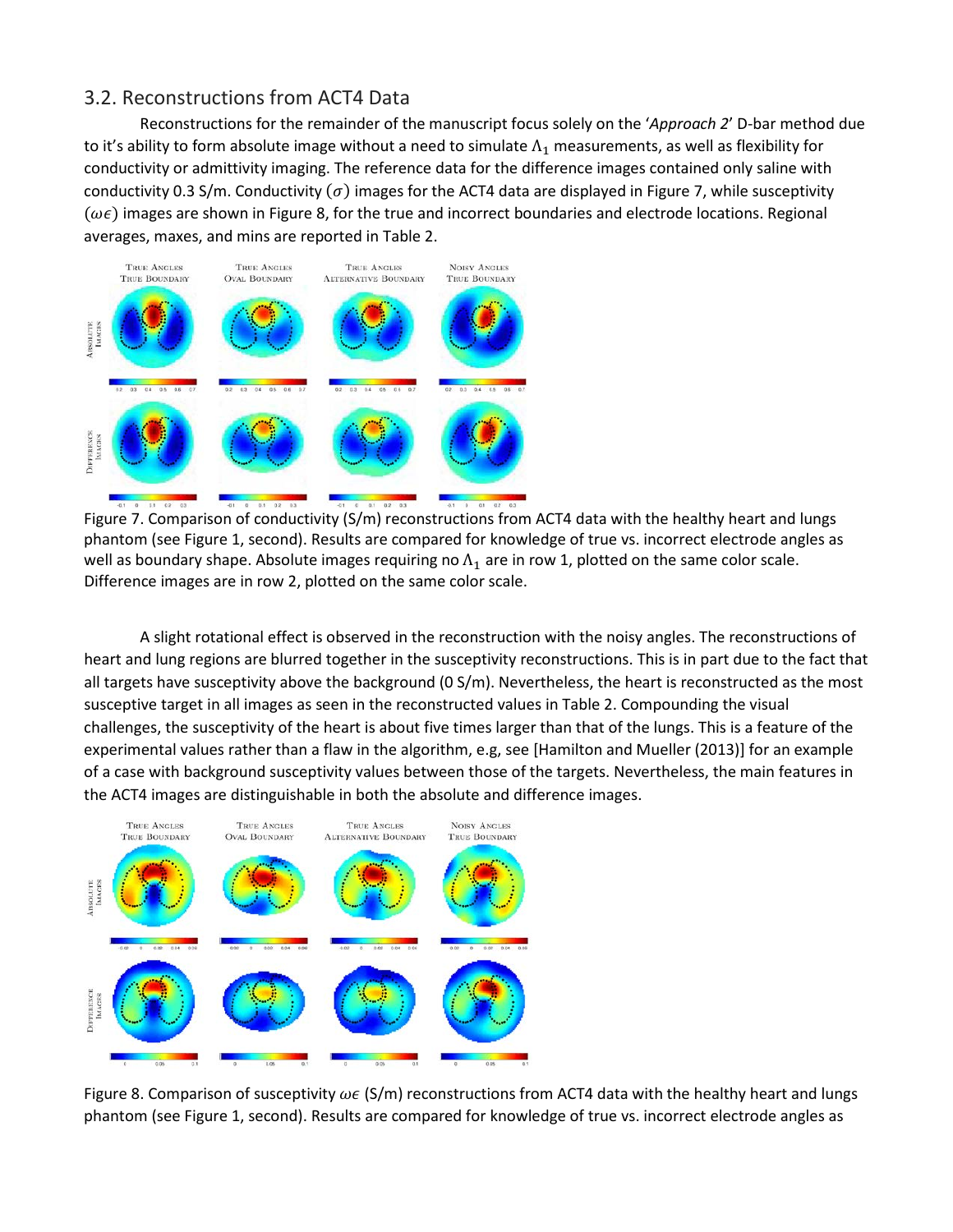## 3.2. Reconstructions from ACT4 Data

Reconstructions for the remainder of the manuscript focus solely on the '*Approach 2*' D-bar method due to it's ability to form absolute image without a need to simulate $\Lambda_1$ measurements, as well as flexibility for conductivity or admittivity imaging. The reference data for the difference images contained only saline with conductivity 0.3 S/m. Conductivity ($\sigma$) images for the ACT4 data are displayed in Figure 7, while susceptivity ($\omega\epsilon$) images are shown in Figure 8, for the true and incorrect boundaries and electrode locations. Regional averages, maxes, and mins are reported in Table 2.

Figure 7. Comparison of conductivity (S/m) reconstructions from ACT4 data with the healthy heart and lungs phantom (see Figure 1, second). Results are compared for knowledge of true vs. incorrect electrode angles as well as boundary shape. Absolute images requiring no $\Lambda_1$ are in row 1, plotted on the same color scale. Difference images are in row 2, plotted on the same color scale.

A slight rotational effect is observed in the reconstruction with the noisy angles. The reconstructions of heart and lung regions are blurred together in the susceptivity reconstructions. This is in part due to the fact that all targets have susceptivity above the background (0 S/m). Nevertheless, the heart is reconstructed as the most susceptive target in all images as seen in the reconstructed values in Table 2. Compounding the visual challenges, the susceptivity of the heart is about five times larger than that of the lungs. This is a feature of the experimental values rather than a flaw in the algorithm, e.g, see [Hamilton and Mueller (2013)] for an example of a case with background susceptivity values between those of the targets. Nevertheless, the main features in the ACT4 images are distinguishable in both the absolute and difference images.

Figure 8. Comparison of susceptivity $\omega\epsilon$ (S/m) reconstructions from ACT4 data with the healthy heart and lungs phantom (see Figure 1, second). Results are compared for knowledge of true vs. incorrect electrode angles as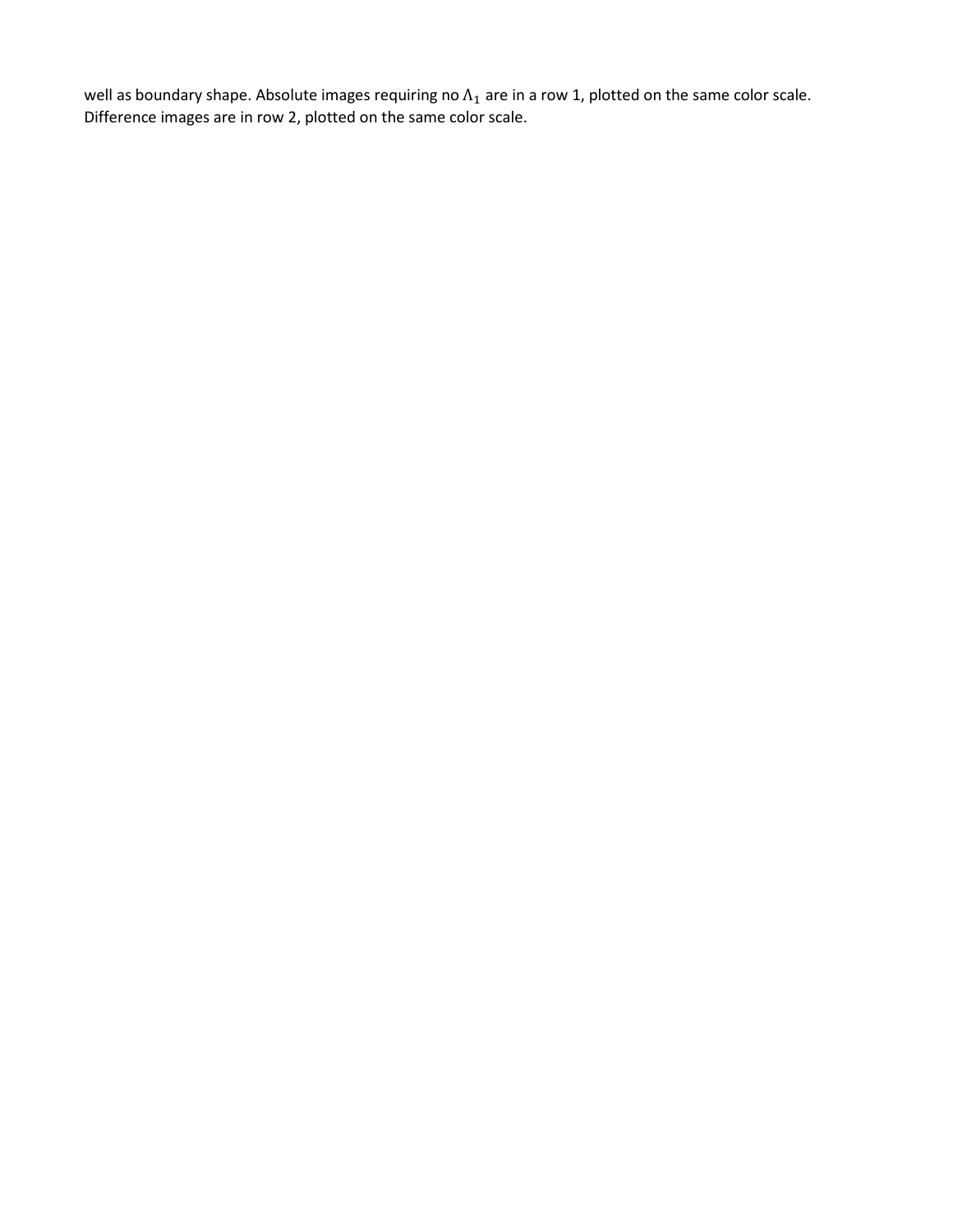well as boundary shape. Absolute images requiring no $\Lambda_1$ are in a row 1, plotted on the same color scale. Difference images are in row 2, plotted on the same color scale.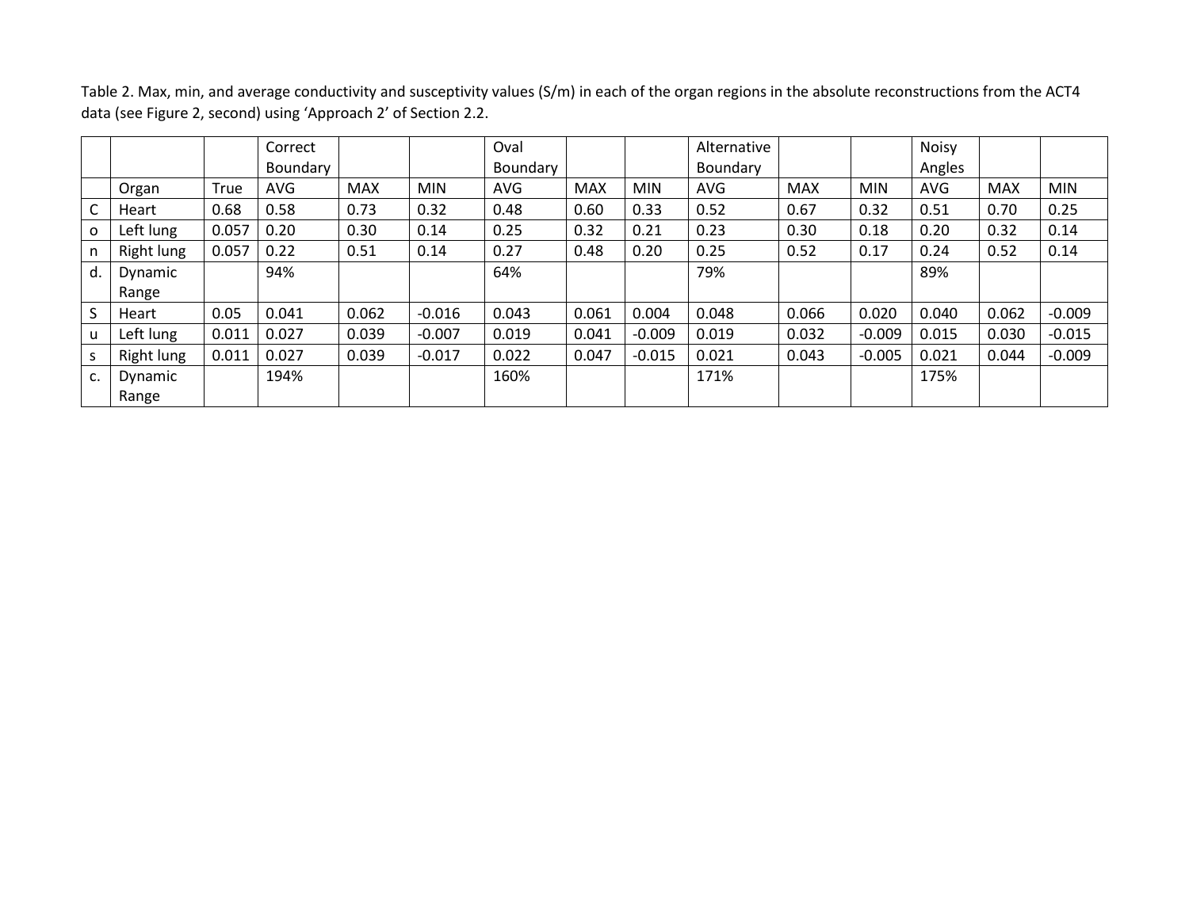Table 2. Max, min, and average conductivity and susceptivity values (S/m) in each of the organ regions in the absolute reconstructions from the ACT4 data (see Figure 2, second) using 'Approach 2' of Section 2.2.

| | | | Correct Boundary | | | Oval Boundary | | | Alternative Boundary | | | Noisy Angles | | |
|---|---|---|---|---|---|---|---|---|---|---|---|---|---|---|
| | Organ | True | AVG | MAX | MIN | AVG | MAX | MIN | AVG | MAX | MIN | AVG | MAX | MIN |
| C | Heart | 0.68 | 0.58 | 0.73 | 0.32 | 0.48 | 0.60 | 0.33 | 0.52 | 0.67 | 0.32 | 0.51 | 0.70 | 0.25 |
| o | Left lung | 0.057 | 0.20 | 0.30 | 0.14 | 0.25 | 0.32 | 0.21 | 0.23 | 0.30 | 0.18 | 0.20 | 0.32 | 0.14 |
| n | Right lung | 0.057 | 0.22 | 0.51 | 0.14 | 0.27 | 0.48 | 0.20 | 0.25 | 0.52 | 0.17 | 0.24 | 0.52 | 0.14 |
| d. | Dynamic Range | | 94% | | | 64% | | | 79% | | | 89% | | |
| S | Heart | 0.05 | 0.041 | 0.062 | -0.016 | 0.043 | 0.061 | 0.004 | 0.048 | 0.066 | 0.020 | 0.040 | 0.062 | -0.009 |
| u | Left lung | 0.011 | 0.027 | 0.039 | -0.007 | 0.019 | 0.041 | -0.009 | 0.019 | 0.032 | -0.009 | 0.015 | 0.030 | -0.015 |
| s | Right lung | 0.011 | 0.027 | 0.039 | -0.017 | 0.022 | 0.047 | -0.015 | 0.021 | 0.043 | -0.005 | 0.021 | 0.044 | -0.009 |
| c. | Dynamic Range | | 194% | | | 160% | | | 171% | | | 175% | | |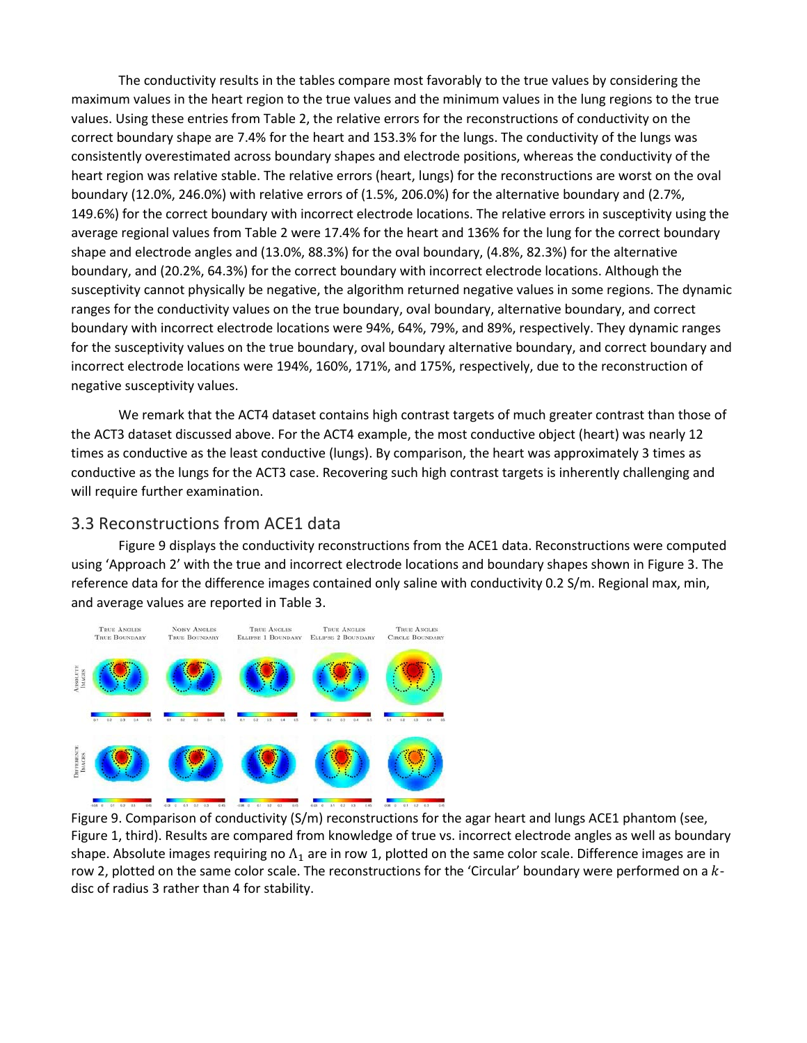The conductivity results in the tables compare most favorably to the true values by considering the maximum values in the heart region to the true values and the minimum values in the lung regions to the true values. Using these entries from Table 2, the relative errors for the reconstructions of conductivity on the correct boundary shape are 7.4% for the heart and 153.3% for the lungs. The conductivity of the lungs was consistently overestimated across boundary shapes and electrode positions, whereas the conductivity of the heart region was relative stable. The relative errors (heart, lungs) for the reconstructions are worst on the oval boundary (12.0%, 246.0%) with relative errors of (1.5%, 206.0%) for the alternative boundary and (2.7%, 149.6%) for the correct boundary with incorrect electrode locations. The relative errors in susceptivity using the average regional values from Table 2 were 17.4% for the heart and 136% for the lung for the correct boundary shape and electrode angles and (13.0%, 88.3%) for the oval boundary, (4.8%, 82.3%) for the alternative boundary, and (20.2%, 64.3%) for the correct boundary with incorrect electrode locations. Although the susceptivity cannot physically be negative, the algorithm returned negative values in some regions. The dynamic ranges for the conductivity values on the true boundary, oval boundary, alternative boundary, and correct boundary with incorrect electrode locations were 94%, 64%, 79%, and 89%, respectively. They dynamic ranges for the susceptivity values on the true boundary, oval boundary alternative boundary, and correct boundary and incorrect electrode locations were 194%, 160%, 171%, and 175%, respectively, due to the reconstruction of negative susceptivity values.

We remark that the ACT4 dataset contains high contrast targets of much greater contrast than those of the ACT3 dataset discussed above. For the ACT4 example, the most conductive object (heart) was nearly 12 times as conductive as the least conductive (lungs). By comparison, the heart was approximately 3 times as conductive as the lungs for the ACT3 case. Recovering such high contrast targets is inherently challenging and will require further examination.

## 3.3 Reconstructions from ACE1 data

Figure 9 displays the conductivity reconstructions from the ACE1 data. Reconstructions were computed using 'Approach 2' with the true and incorrect electrode locations and boundary shapes shown in Figure 3. The reference data for the difference images contained only saline with conductivity 0.2 S/m. Regional max, min, and average values are reported in Table 3.

Figure 9. Comparison of conductivity (S/m) reconstructions for the agar heart and lungs ACE1 phantom (see, Figure 1, third). Results are compared from knowledge of true vs. incorrect electrode angles as well as boundary shape. Absolute images requiring no $\Lambda_1$ are in row 1, plotted on the same color scale. Difference images are in row 2, plotted on the same color scale. The reconstructions for the 'Circular' boundary were performed on a $k$-disc of radius 3 rather than 4 for stability.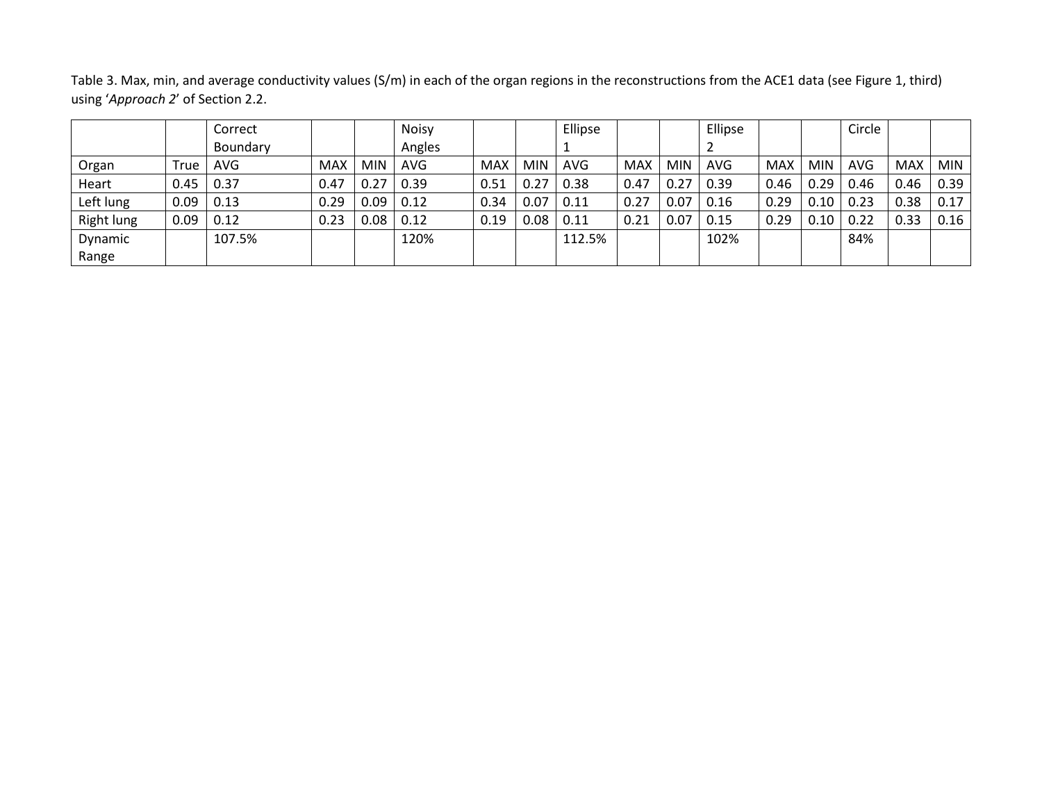Table 3. Max, min, and average conductivity values (S/m) in each of the organ regions in the reconstructions from the ACE1 data (see Figure 1, third) using '*Approach 2*' of Section 2.2.

| | | Correct Boundary | | | Noisy Angles | | | Ellipse 1 | | | Ellipse 2 | | | Circle | | |
|---|---|---|---|---|---|---|---|---|---|---|---|---|---|---|---|---|
| Organ | True | AVG | MAX | MIN | AVG | MAX | MIN | AVG | MAX | MIN | AVG | MAX | MIN | AVG | MAX | MIN |
| Heart | 0.45 | 0.37 | 0.47 | 0.27 | 0.39 | 0.51 | 0.27 | 0.38 | 0.47 | 0.27 | 0.39 | 0.46 | 0.29 | 0.46 | 0.46 | 0.39 |
| Left lung | 0.09 | 0.13 | 0.29 | 0.09 | 0.12 | 0.34 | 0.07 | 0.11 | 0.27 | 0.07 | 0.16 | 0.29 | 0.10 | 0.23 | 0.38 | 0.17 |
| Right lung | 0.09 | 0.12 | 0.23 | 0.08 | 0.12 | 0.19 | 0.08 | 0.11 | 0.21 | 0.07 | 0.15 | 0.29 | 0.10 | 0.22 | 0.33 | 0.16 |
| Dynamic Range | | 107.5% | | | 120% | | | 112.5% | | | 102% | | | 84% | | |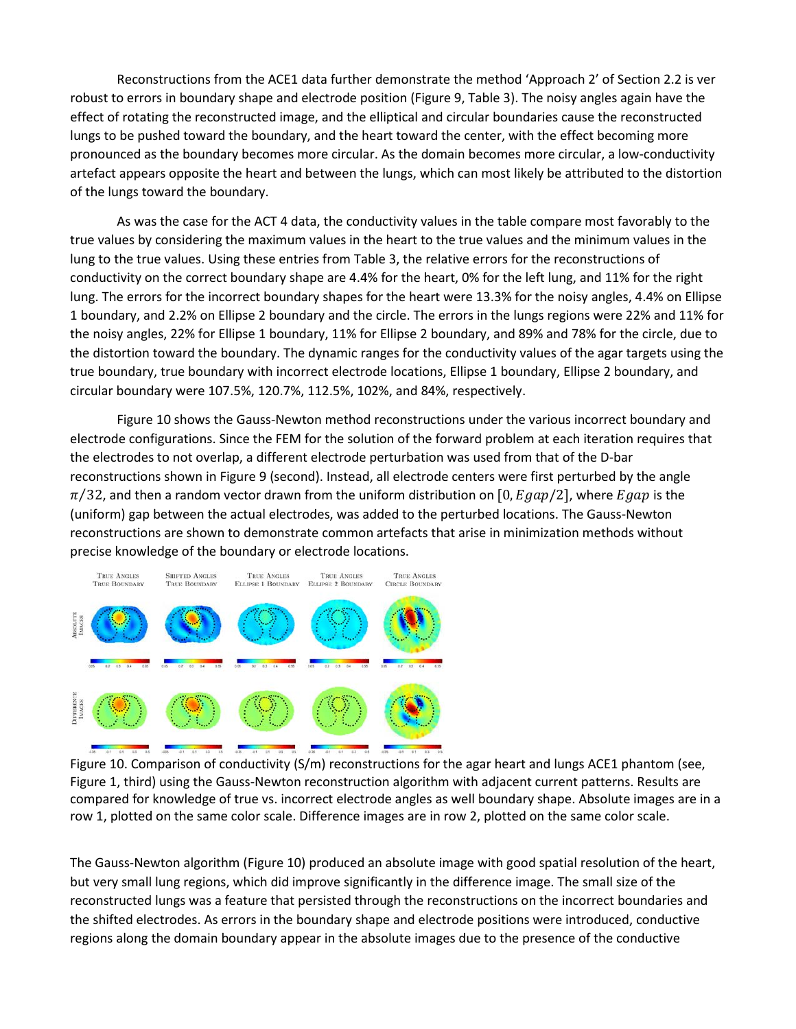Reconstructions from the ACE1 data further demonstrate the method 'Approach 2' of Section 2.2 is ver robust to errors in boundary shape and electrode position (Figure 9, Table 3). The noisy angles again have the effect of rotating the reconstructed image, and the elliptical and circular boundaries cause the reconstructed lungs to be pushed toward the boundary, and the heart toward the center, with the effect becoming more pronounced as the boundary becomes more circular. As the domain becomes more circular, a low-conductivity artefact appears opposite the heart and between the lungs, which can most likely be attributed to the distortion of the lungs toward the boundary.

As was the case for the ACT 4 data, the conductivity values in the table compare most favorably to the true values by considering the maximum values in the heart to the true values and the minimum values in the lung to the true values. Using these entries from Table 3, the relative errors for the reconstructions of conductivity on the correct boundary shape are 4.4% for the heart, 0% for the left lung, and 11% for the right lung. The errors for the incorrect boundary shapes for the heart were 13.3% for the noisy angles, 4.4% on Ellipse 1 boundary, and 2.2% on Ellipse 2 boundary and the circle. The errors in the lungs regions were 22% and 11% for the noisy angles, 22% for Ellipse 1 boundary, 11% for Ellipse 2 boundary, and 89% and 78% for the circle, due to the distortion toward the boundary. The dynamic ranges for the conductivity values of the agar targets using the true boundary, true boundary with incorrect electrode locations, Ellipse 1 boundary, Ellipse 2 boundary, and circular boundary were 107.5%, 120.7%, 112.5%, 102%, and 84%, respectively.

Figure 10 shows the Gauss-Newton method reconstructions under the various incorrect boundary and electrode configurations. Since the FEM for the solution of the forward problem at each iteration requires that the electrodes to not overlap, a different electrode perturbation was used from that of the D-bar reconstructions shown in Figure 9 (second). Instead, all electrode centers were first perturbed by the angle $\pi/32$, and then a random vector drawn from the uniform distribution on $[0, Egap/2]$, where $Egap$ is the (uniform) gap between the actual electrodes, was added to the perturbed locations. The Gauss-Newton reconstructions are shown to demonstrate common artefacts that arise in minimization methods without precise knowledge of the boundary or electrode locations.

Figure 10. Comparison of conductivity (S/m) reconstructions for the agar heart and lungs ACE1 phantom (see, Figure 1, third) using the Gauss-Newton reconstruction algorithm with adjacent current patterns. Results are compared for knowledge of true vs. incorrect electrode angles as well boundary shape. Absolute images are in a row 1, plotted on the same color scale. Difference images are in row 2, plotted on the same color scale.

The Gauss-Newton algorithm (Figure 10) produced an absolute image with good spatial resolution of the heart, but very small lung regions, which did improve significantly in the difference image. The small size of the reconstructed lungs was a feature that persisted through the reconstructions on the incorrect boundaries and the shifted electrodes. As errors in the boundary shape and electrode positions were introduced, conductive regions along the domain boundary appear in the absolute images due to the presence of the conductive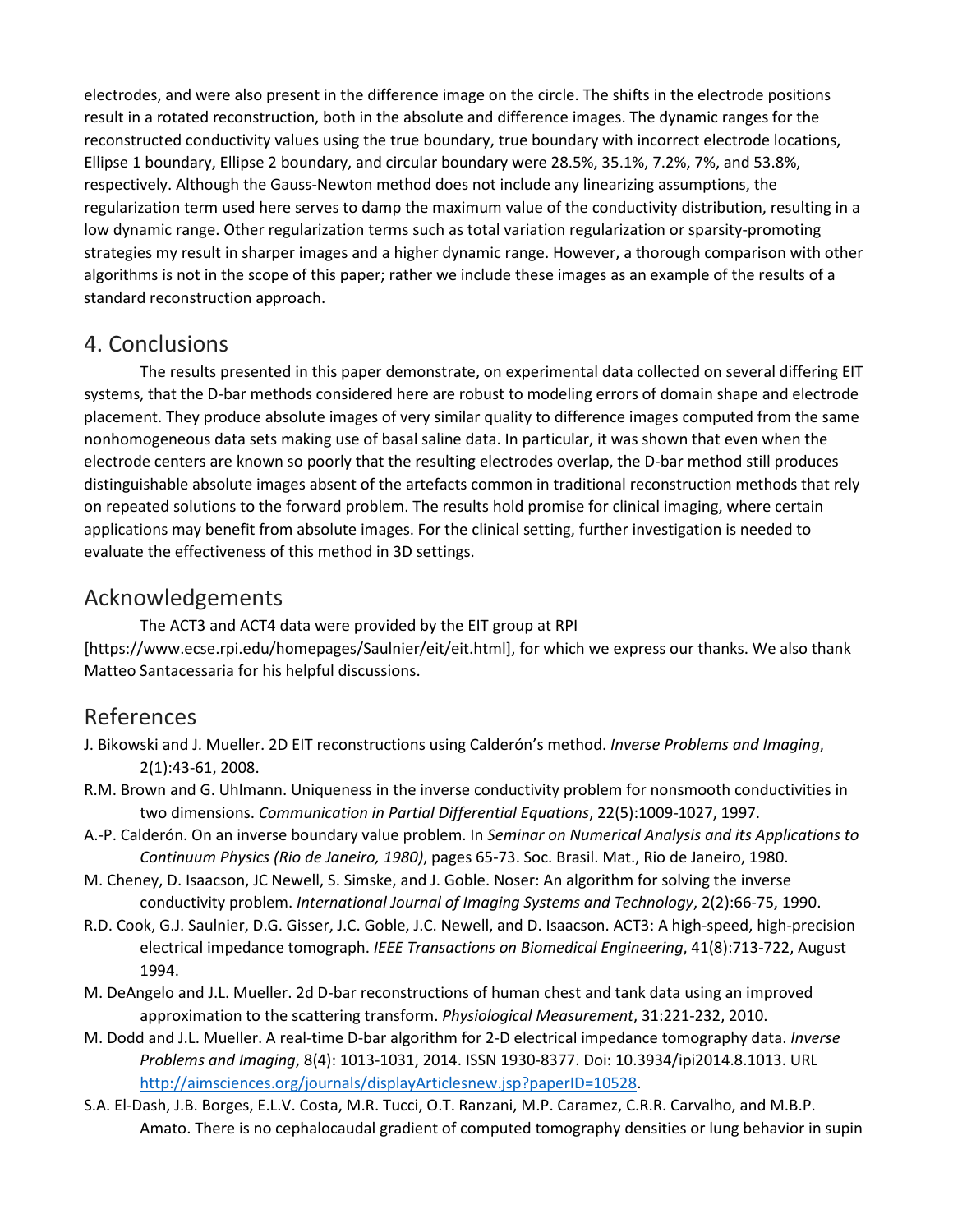electrodes, and were also present in the difference image on the circle. The shifts in the electrode positions result in a rotated reconstruction, both in the absolute and difference images. The dynamic ranges for the reconstructed conductivity values using the true boundary, true boundary with incorrect electrode locations, Ellipse 1 boundary, Ellipse 2 boundary, and circular boundary were 28.5%, 35.1%, 7.2%, 7%, and 53.8%, respectively. Although the Gauss-Newton method does not include any linearizing assumptions, the regularization term used here serves to damp the maximum value of the conductivity distribution, resulting in a low dynamic range. Other regularization terms such as total variation regularization or sparsity-promoting strategies my result in sharper images and a higher dynamic range. However, a thorough comparison with other algorithms is not in the scope of this paper; rather we include these images as an example of the results of a standard reconstruction approach.

## 4. Conclusions

The results presented in this paper demonstrate, on experimental data collected on several differing EIT systems, that the D-bar methods considered here are robust to modeling errors of domain shape and electrode placement. They produce absolute images of very similar quality to difference images computed from the same nonhomogeneous data sets making use of basal saline data. In particular, it was shown that even when the electrode centers are known so poorly that the resulting electrodes overlap, the D-bar method still produces distinguishable absolute images absent of the artefacts common in traditional reconstruction methods that rely on repeated solutions to the forward problem. The results hold promise for clinical imaging, where certain applications may benefit from absolute images. For the clinical setting, further investigation is needed to evaluate the effectiveness of this method in 3D settings.

## Acknowledgements

The ACT3 and ACT4 data were provided by the EIT group at RPI [https://www.ecse.rpi.edu/homepages/Saulnier/eit/eit.html], for which we express our thanks. We also thank Matteo Santacessaria for his helpful discussions.

## References

J. Bikowski and J. Mueller. 2D EIT reconstructions using Calderón's method. *Inverse Problems and Imaging*, 2(1):43-61, 2008.

R.M. Brown and G. Uhlmann. Uniqueness in the inverse conductivity problem for nonsmooth conductivities in two dimensions. *Communication in Partial Differential Equations*, 22(5):1009-1027, 1997.

A.-P. Calderón. On an inverse boundary value problem. In *Seminar on Numerical Analysis and its Applications to Continuum Physics (Rio de Janeiro, 1980)*, pages 65-73. Soc. Brasil. Mat., Rio de Janeiro, 1980.

M. Cheney, D. Isaacson, JC Newell, S. Simske, and J. Goble. Noser: An algorithm for solving the inverse conductivity problem. *International Journal of Imaging Systems and Technology*, 2(2):66-75, 1990.

R.D. Cook, G.J. Saulnier, D.G. Gisser, J.C. Goble, J.C. Newell, and D. Isaacson. ACT3: A high-speed, high-precision electrical impedance tomograph. *IEEE Transactions on Biomedical Engineering*, 41(8):713-722, August 1994.

M. DeAngelo and J.L. Mueller. 2d D-bar reconstructions of human chest and tank data using an improved approximation to the scattering transform. *Physiological Measurement*, 31:221-232, 2010.

M. Dodd and J.L. Mueller. A real-time D-bar algorithm for 2-D electrical impedance tomography data. *Inverse Problems and Imaging*, 8(4): 1013-1031, 2014. ISSN 1930-8377. Doi: 10.3934/ipi2014.8.1013. URL http://aimsciences.org/journals/displayArticlesnew.jsp?paperID=10528.

S.A. El-Dash, J.B. Borges, E.L.V. Costa, M.R. Tucci, O.T. Ranzani, M.P. Caramez, C.R.R. Carvalho, and M.B.P. Amato. There is no cephalocaudal gradient of computed tomography densities or lung behavior in supin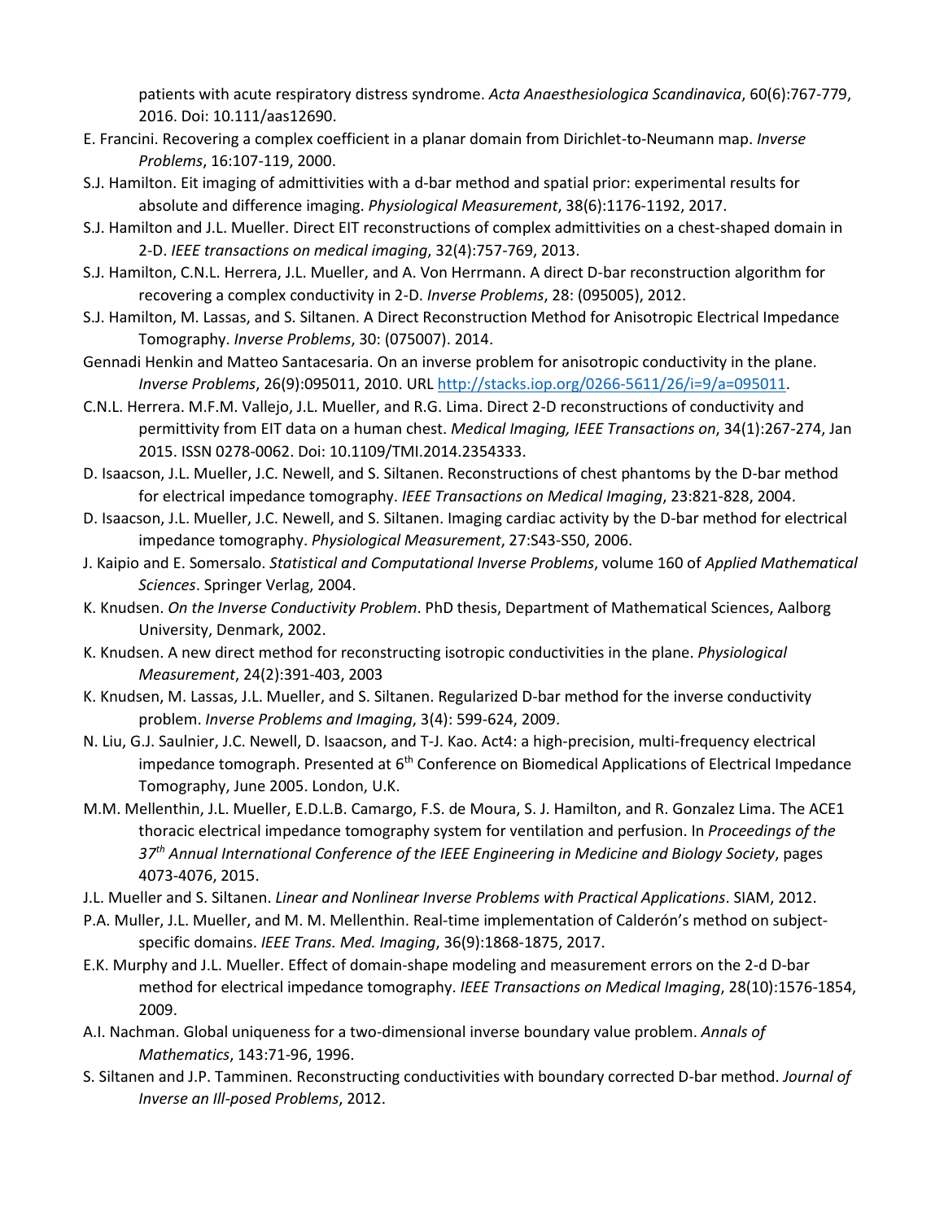patients with acute respiratory distress syndrome. *Acta Anaesthesiologica Scandinavica*, 60(6):767-779, 2016. Doi: 10.111/aas12690.

E. Francini. Recovering a complex coefficient in a planar domain from Dirichlet-to-Neumann map. *Inverse Problems*, 16:107-119, 2000.

S.J. Hamilton. Eit imaging of admittivities with a d-bar method and spatial prior: experimental results for absolute and difference imaging. *Physiological Measurement*, 38(6):1176-1192, 2017.

S.J. Hamilton and J.L. Mueller. Direct EIT reconstructions of complex admittivities on a chest-shaped domain in 2-D. *IEEE transactions on medical imaging*, 32(4):757-769, 2013.

S.J. Hamilton, C.N.L. Herrera, J.L. Mueller, and A. Von Herrmann. A direct D-bar reconstruction algorithm for recovering a complex conductivity in 2-D. *Inverse Problems*, 28: (095005), 2012.

S.J. Hamilton, M. Lassas, and S. Siltanen. A Direct Reconstruction Method for Anisotropic Electrical Impedance Tomography. *Inverse Problems*, 30: (075007). 2014.

Gennadi Henkin and Matteo Santacesaria. On an inverse problem for anisotropic conductivity in the plane. *Inverse Problems*, 26(9):095011, 2010. URL http://stacks.iop.org/0266-5611/26/i=9/a=095011.

C.N.L. Herrera. M.F.M. Vallejo, J.L. Mueller, and R.G. Lima. Direct 2-D reconstructions of conductivity and permittivity from EIT data on a human chest. *Medical Imaging, IEEE Transactions on*, 34(1):267-274, Jan 2015. ISSN 0278-0062. Doi: 10.1109/TMI.2014.2354333.

D. Isaacson, J.L. Mueller, J.C. Newell, and S. Siltanen. Reconstructions of chest phantoms by the D-bar method for electrical impedance tomography. *IEEE Transactions on Medical Imaging*, 23:821-828, 2004.

D. Isaacson, J.L. Mueller, J.C. Newell, and S. Siltanen. Imaging cardiac activity by the D-bar method for electrical impedance tomography. *Physiological Measurement*, 27:S43-S50, 2006.

J. Kaipio and E. Somersalo. *Statistical and Computational Inverse Problems*, volume 160 of *Applied Mathematical Sciences*. Springer Verlag, 2004.

K. Knudsen. *On the Inverse Conductivity Problem*. PhD thesis, Department of Mathematical Sciences, Aalborg University, Denmark, 2002.

K. Knudsen. A new direct method for reconstructing isotropic conductivities in the plane. *Physiological Measurement*, 24(2):391-403, 2003

K. Knudsen, M. Lassas, J.L. Mueller, and S. Siltanen. Regularized D-bar method for the inverse conductivity problem. *Inverse Problems and Imaging*, 3(4): 599-624, 2009.

N. Liu, G.J. Saulnier, J.C. Newell, D. Isaacson, and T-J. Kao. Act4: a high-precision, multi-frequency electrical impedance tomograph. Presented at 6th Conference on Biomedical Applications of Electrical Impedance Tomography, June 2005. London, U.K.

M.M. Mellenthin, J.L. Mueller, E.D.L.B. Camargo, F.S. de Moura, S. J. Hamilton, and R. Gonzalez Lima. The ACE1 thoracic electrical impedance tomography system for ventilation and perfusion. In *Proceedings of the 37th Annual International Conference of the IEEE Engineering in Medicine and Biology Society*, pages 4073-4076, 2015.

J.L. Mueller and S. Siltanen. *Linear and Nonlinear Inverse Problems with Practical Applications*. SIAM, 2012.

P.A. Muller, J.L. Mueller, and M. M. Mellenthin. Real-time implementation of Calderón's method on subject-specific domains. *IEEE Trans. Med. Imaging*, 36(9):1868-1875, 2017.

E.K. Murphy and J.L. Mueller. Effect of domain-shape modeling and measurement errors on the 2-d D-bar method for electrical impedance tomography. *IEEE Transactions on Medical Imaging*, 28(10):1576-1854, 2009.

A.I. Nachman. Global uniqueness for a two-dimensional inverse boundary value problem. *Annals of Mathematics*, 143:71-96, 1996.

S. Siltanen and J.P. Tamminen. Reconstructing conductivities with boundary corrected D-bar method. *Journal of Inverse an Ill-posed Problems*, 2012.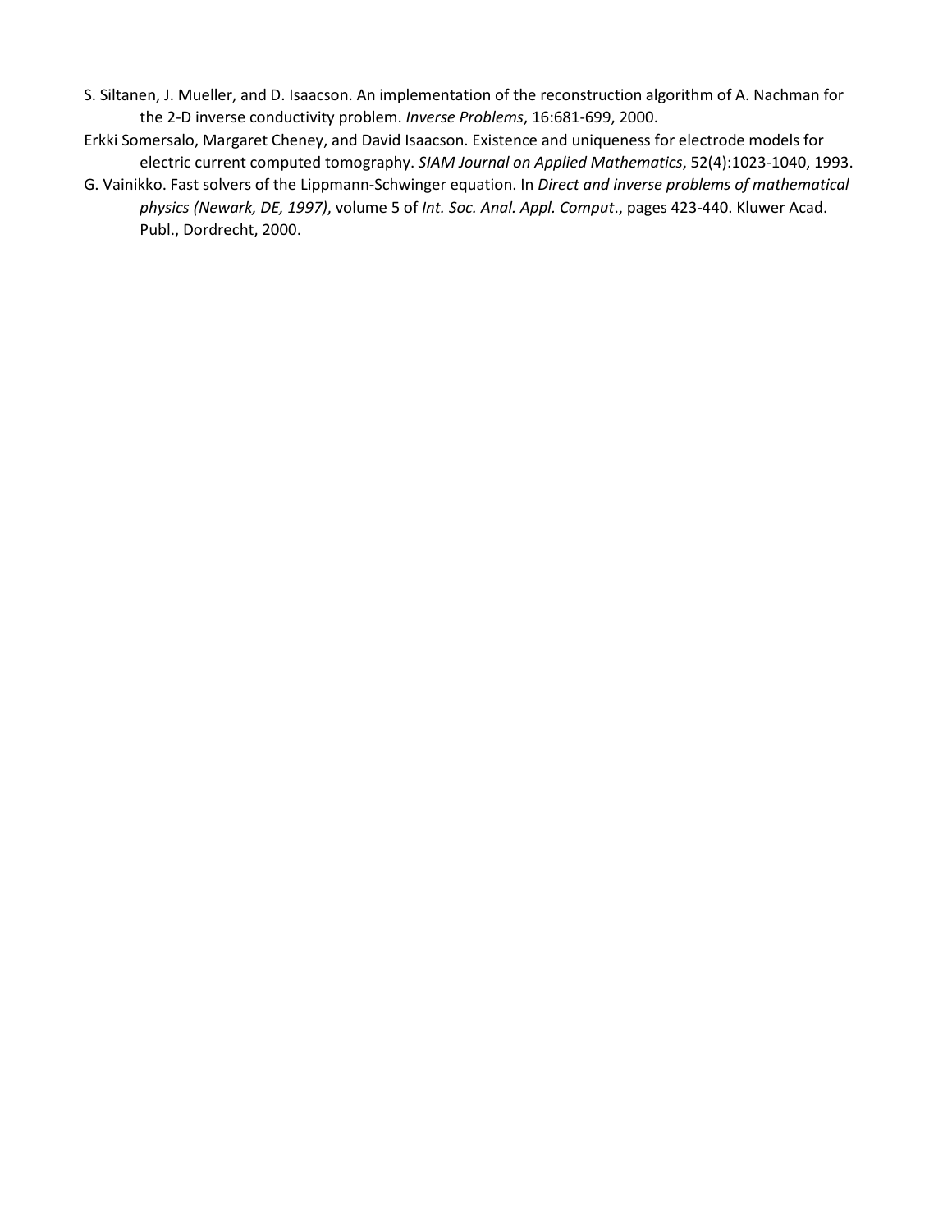S. Siltanen, J. Mueller, and D. Isaacson. An implementation of the reconstruction algorithm of A. Nachman for the 2-D inverse conductivity problem. *Inverse Problems*, 16:681-699, 2000.

Erkki Somersalo, Margaret Cheney, and David Isaacson. Existence and uniqueness for electrode models for electric current computed tomography. *SIAM Journal on Applied Mathematics*, 52(4):1023-1040, 1993.

G. Vainikko. Fast solvers of the Lippmann-Schwinger equation. In *Direct and inverse problems of mathematical physics (Newark, DE, 1997)*, volume 5 of *Int. Soc. Anal. Appl. Comput*., pages 423-440. Kluwer Acad. Publ., Dordrecht, 2000.